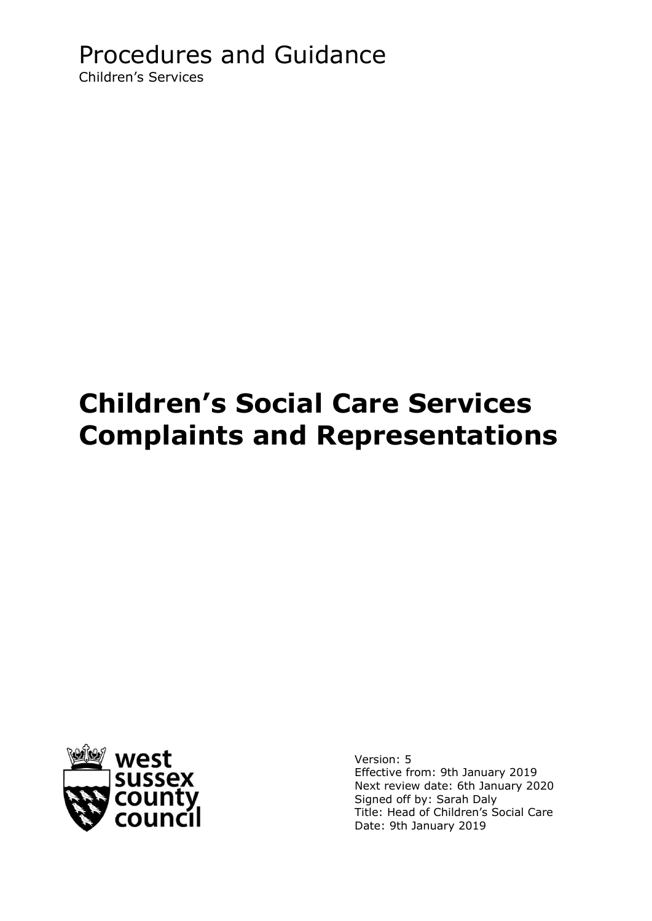Procedures and Guidance

Children's Services

# Children's Social Care Services Complaints and Representations

west sussex county council

Version: 5
Effective from: 9th January 2019
Next review date: 6th January 2020
Signed off by: Sarah Daly
Title: Head of Children's Social Care
Date: 9th January 2019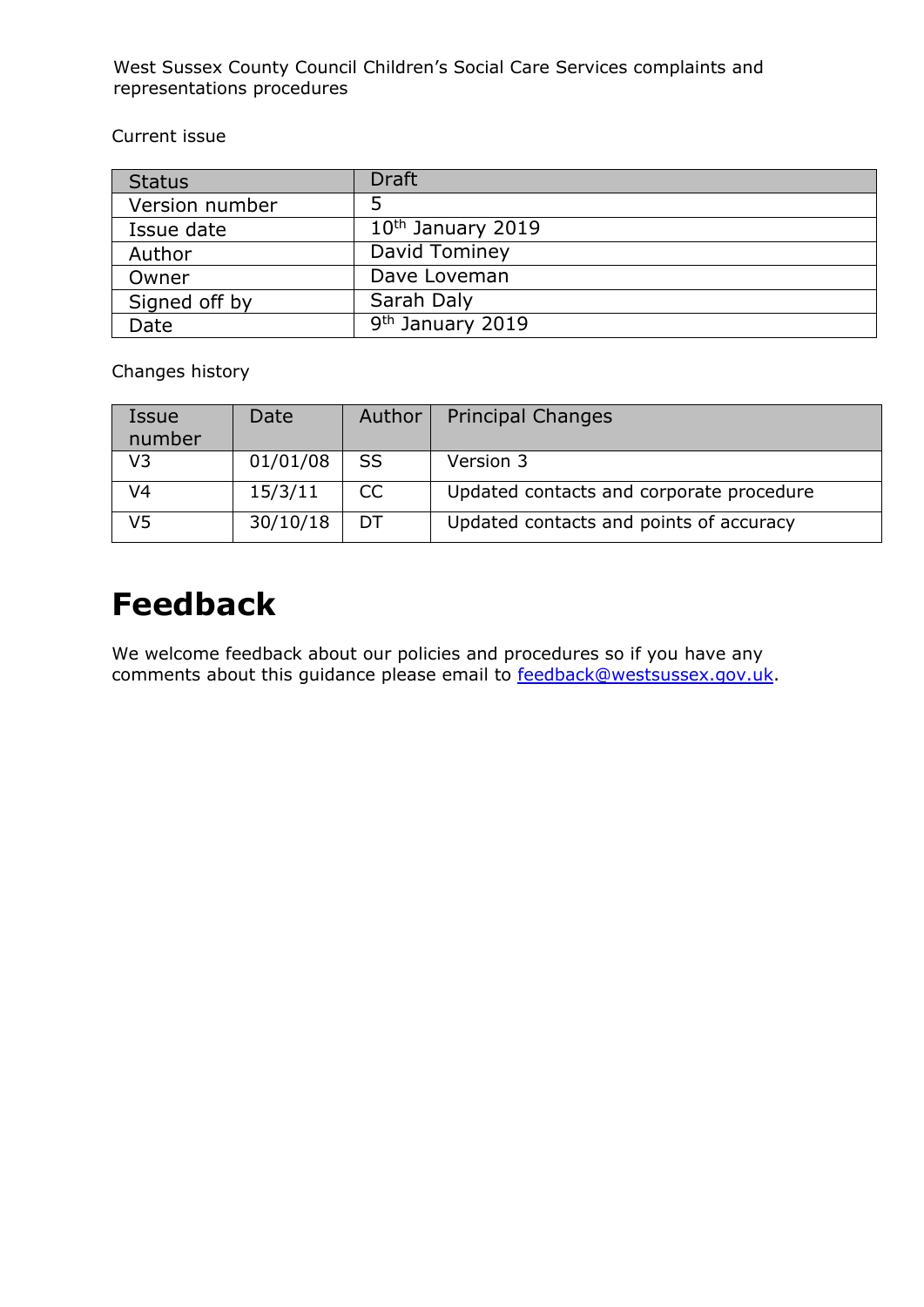West Sussex County Council Children's Social Care Services complaints and representations procedures

Current issue

| Status | Draft |
|---|---|
| Version number | 5 |
| Issue date | 10th January 2019 |
| Author | David Tominey |
| Owner | Dave Loveman |
| Signed off by | Sarah Daly |
| Date | 9th January 2019 |

Changes history

| Issue number | Date | Author | Principal Changes |
|---|---|---|---|
| V3 | 01/01/08 | SS | Version 3 |
| V4 | 15/3/11 | CC | Updated contacts and corporate procedure |
| V5 | 30/10/18 | DT | Updated contacts and points of accuracy |

# Feedback

We welcome feedback about our policies and procedures so if you have any comments about this guidance please email to feedback@westsussex.gov.uk.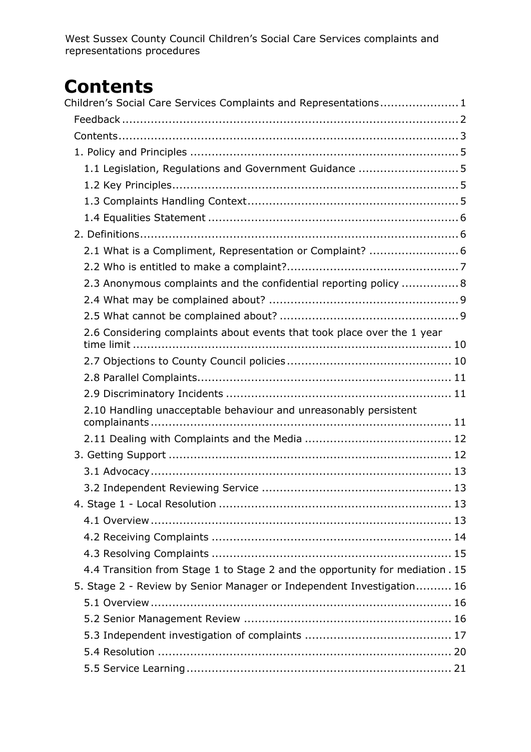# Contents

Children's Social Care Services Complaints and Representations ...................... 1

- Feedback ..... 2
- Contents ..... 3
- 1. Policy and Principles ..... 5
  - 1.1 Legislation, Regulations and Government Guidance ..... 5
  - 1.2 Key Principles ..... 5
  - 1.3 Complaints Handling Context ..... 5
  - 1.4 Equalities Statement ..... 6
- 2. Definitions ..... 6
  - 2.1 What is a Compliment, Representation or Complaint? ..... 6
  - 2.2 Who is entitled to make a complaint? ..... 7
  - 2.3 Anonymous complaints and the confidential reporting policy ..... 8
  - 2.4 What may be complained about? ..... 9
  - 2.5 What cannot be complained about? ..... 9
  - 2.6 Considering complaints about events that took place over the 1 year time limit ..... 10
  - 2.7 Objections to County Council policies ..... 10
  - 2.8 Parallel Complaints ..... 11
  - 2.9 Discriminatory Incidents ..... 11
  - 2.10 Handling unacceptable behaviour and unreasonably persistent complainants ..... 11
  - 2.11 Dealing with Complaints and the Media ..... 12
- 3. Getting Support ..... 12
  - 3.1 Advocacy ..... 13
  - 3.2 Independent Reviewing Service ..... 13
- 4. Stage 1 - Local Resolution ..... 13
  - 4.1 Overview ..... 13
  - 4.2 Receiving Complaints ..... 14
  - 4.3 Resolving Complaints ..... 15
  - 4.4 Transition from Stage 1 to Stage 2 and the opportunity for mediation ..... 15
- 5. Stage 2 - Review by Senior Manager or Independent Investigation ..... 16
  - 5.1 Overview ..... 16
  - 5.2 Senior Management Review ..... 16
  - 5.3 Independent investigation of complaints ..... 17
  - 5.4 Resolution ..... 20
  - 5.5 Service Learning ..... 21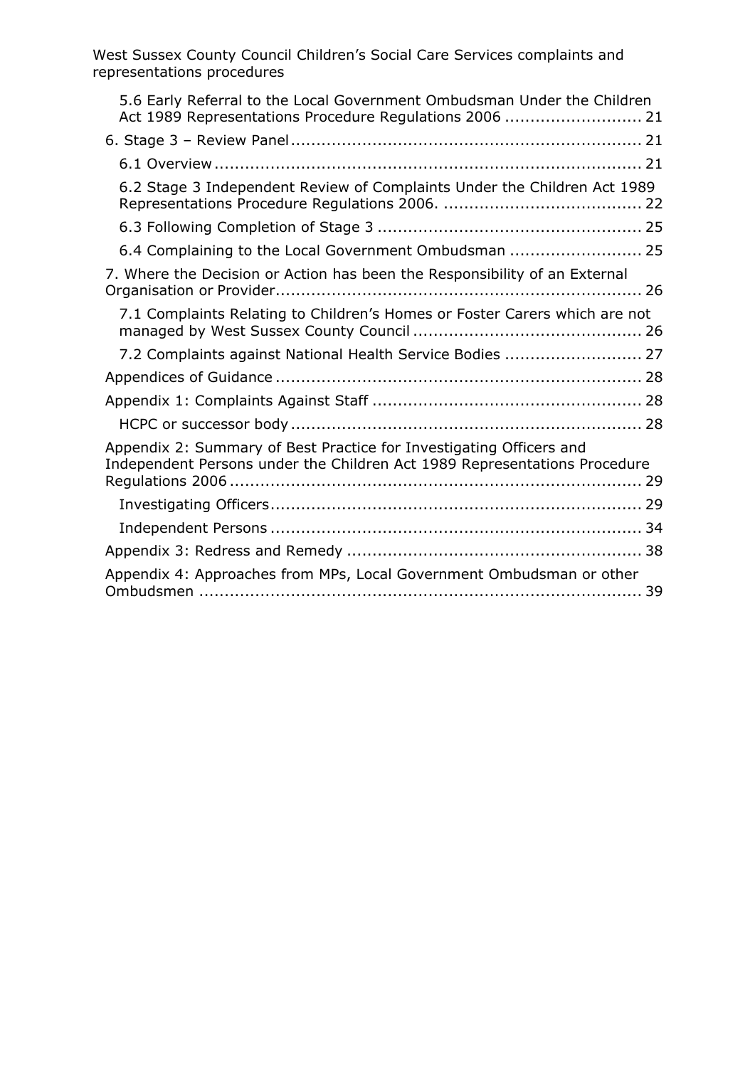5.6 Early Referral to the Local Government Ombudsman Under the Children Act 1989 Representations Procedure Regulations 2006 ........................... 21

6. Stage 3 – Review Panel .................................................................... 21

6.1 Overview ................................................................................... 21

6.2 Stage 3 Independent Review of Complaints Under the Children Act 1989 Representations Procedure Regulations 2006. ....................................... 22

6.3 Following Completion of Stage 3 .................................................... 25

6.4 Complaining to the Local Government Ombudsman .......................... 25

7. Where the Decision or Action has been the Responsibility of an External Organisation or Provider ....................................................................... 26

7.1 Complaints Relating to Children's Homes or Foster Carers which are not managed by West Sussex County Council ............................................. 26

7.2 Complaints against National Health Service Bodies ........................... 27

Appendices of Guidance ........................................................................ 28

Appendix 1: Complaints Against Staff ..................................................... 28

HCPC or successor body ..................................................................... 28

Appendix 2: Summary of Best Practice for Investigating Officers and Independent Persons under the Children Act 1989 Representations Procedure Regulations 2006 ................................................................................. 29

Investigating Officers ......................................................................... 29

Independent Persons ......................................................................... 34

Appendix 3: Redress and Remedy .......................................................... 38

Appendix 4: Approaches from MPs, Local Government Ombudsman or other Ombudsmen ...................................................................................... 39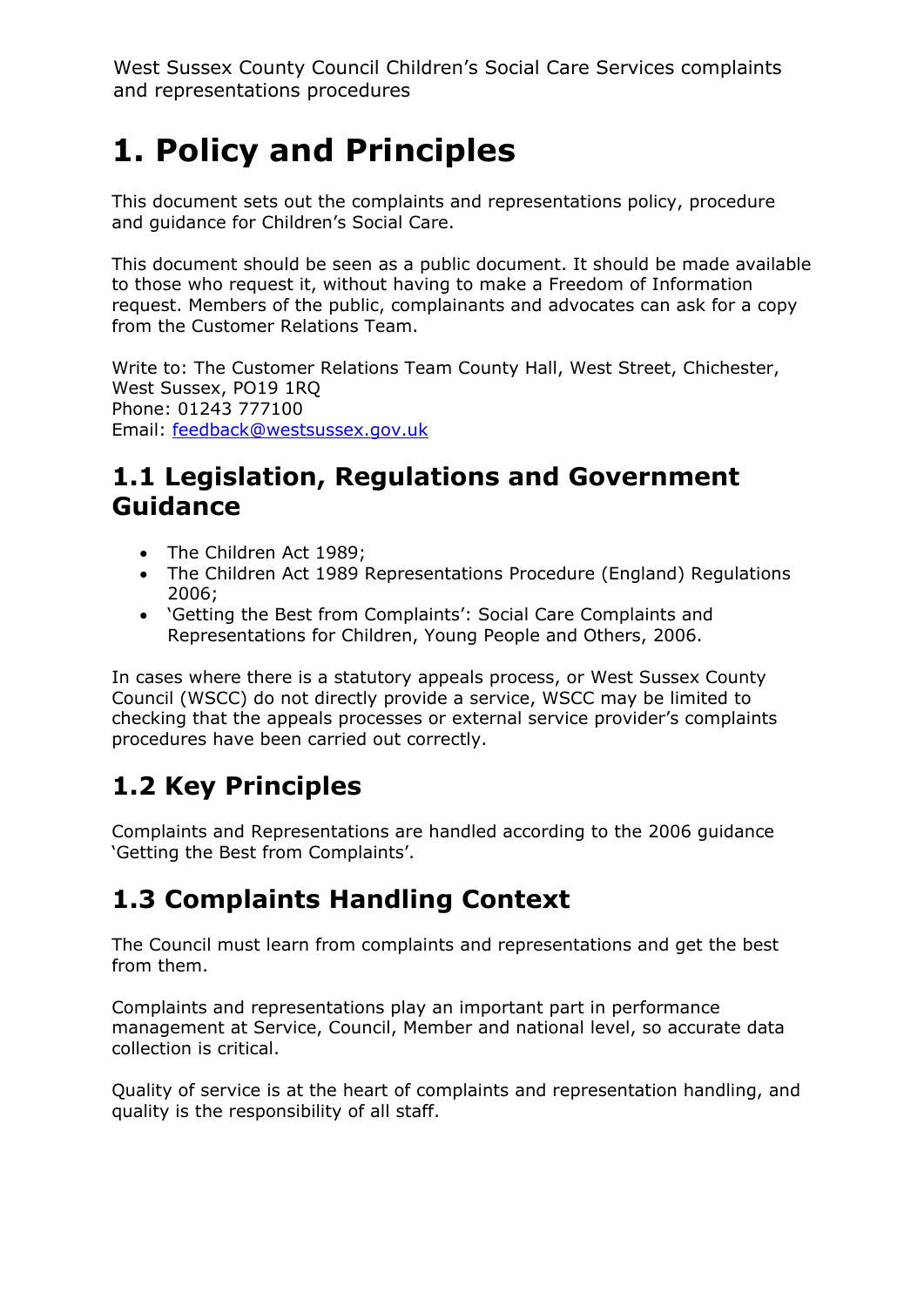West Sussex County Council Children's Social Care Services complaints and representations procedures

# 1. Policy and Principles

This document sets out the complaints and representations policy, procedure and guidance for Children's Social Care.

This document should be seen as a public document. It should be made available to those who request it, without having to make a Freedom of Information request. Members of the public, complainants and advocates can ask for a copy from the Customer Relations Team.

Write to: The Customer Relations Team County Hall, West Street, Chichester, West Sussex, PO19 1RQ
Phone: 01243 777100
Email: feedback@westsussex.gov.uk

## 1.1 Legislation, Regulations and Government Guidance

- The Children Act 1989;
- The Children Act 1989 Representations Procedure (England) Regulations 2006;
- 'Getting the Best from Complaints': Social Care Complaints and Representations for Children, Young People and Others, 2006.

In cases where there is a statutory appeals process, or West Sussex County Council (WSCC) do not directly provide a service, WSCC may be limited to checking that the appeals processes or external service provider's complaints procedures have been carried out correctly.

## 1.2 Key Principles

Complaints and Representations are handled according to the 2006 guidance 'Getting the Best from Complaints'.

## 1.3 Complaints Handling Context

The Council must learn from complaints and representations and get the best from them.

Complaints and representations play an important part in performance management at Service, Council, Member and national level, so accurate data collection is critical.

Quality of service is at the heart of complaints and representation handling, and quality is the responsibility of all staff.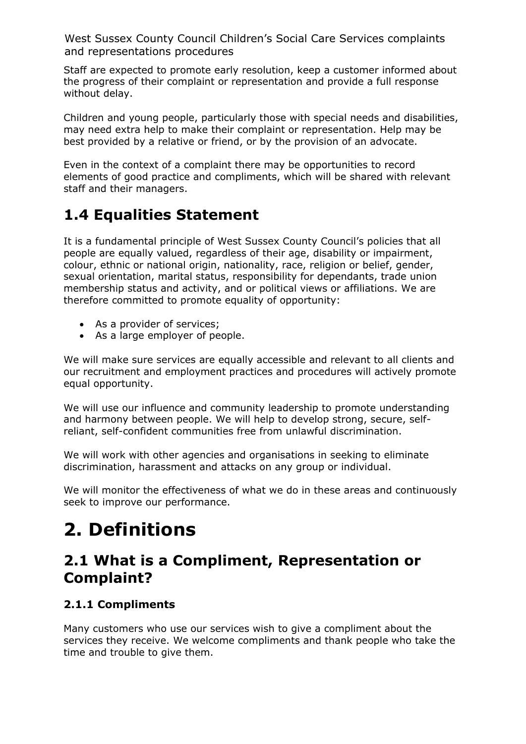Staff are expected to promote early resolution, keep a customer informed about the progress of their complaint or representation and provide a full response without delay.

Children and young people, particularly those with special needs and disabilities, may need extra help to make their complaint or representation. Help may be best provided by a relative or friend, or by the provision of an advocate.

Even in the context of a complaint there may be opportunities to record elements of good practice and compliments, which will be shared with relevant staff and their managers.

## 1.4 Equalities Statement

It is a fundamental principle of West Sussex County Council's policies that all people are equally valued, regardless of their age, disability or impairment, colour, ethnic or national origin, nationality, race, religion or belief, gender, sexual orientation, marital status, responsibility for dependants, trade union membership status and activity, and or political views or affiliations. We are therefore committed to promote equality of opportunity:

- As a provider of services;
- As a large employer of people.

We will make sure services are equally accessible and relevant to all clients and our recruitment and employment practices and procedures will actively promote equal opportunity.

We will use our influence and community leadership to promote understanding and harmony between people. We will help to develop strong, secure, self-reliant, self-confident communities free from unlawful discrimination.

We will work with other agencies and organisations in seeking to eliminate discrimination, harassment and attacks on any group or individual.

We will monitor the effectiveness of what we do in these areas and continuously seek to improve our performance.

# 2. Definitions

## 2.1 What is a Compliment, Representation or Complaint?

### 2.1.1 Compliments

Many customers who use our services wish to give a compliment about the services they receive. We welcome compliments and thank people who take the time and trouble to give them.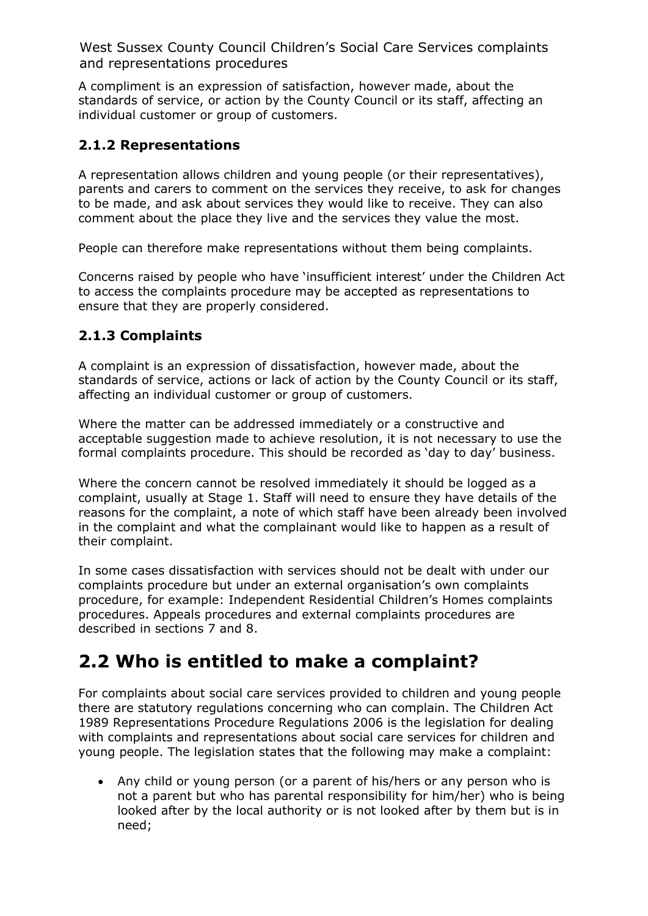A compliment is an expression of satisfaction, however made, about the standards of service, or action by the County Council or its staff, affecting an individual customer or group of customers.

### 2.1.2 Representations

A representation allows children and young people (or their representatives), parents and carers to comment on the services they receive, to ask for changes to be made, and ask about services they would like to receive. They can also comment about the place they live and the services they value the most.

People can therefore make representations without them being complaints.

Concerns raised by people who have 'insufficient interest' under the Children Act to access the complaints procedure may be accepted as representations to ensure that they are properly considered.

### 2.1.3 Complaints

A complaint is an expression of dissatisfaction, however made, about the standards of service, actions or lack of action by the County Council or its staff, affecting an individual customer or group of customers.

Where the matter can be addressed immediately or a constructive and acceptable suggestion made to achieve resolution, it is not necessary to use the formal complaints procedure. This should be recorded as 'day to day' business.

Where the concern cannot be resolved immediately it should be logged as a complaint, usually at Stage 1. Staff will need to ensure they have details of the reasons for the complaint, a note of which staff have been already been involved in the complaint and what the complainant would like to happen as a result of their complaint.

In some cases dissatisfaction with services should not be dealt with under our complaints procedure but under an external organisation's own complaints procedure, for example: Independent Residential Children's Homes complaints procedures. Appeals procedures and external complaints procedures are described in sections 7 and 8.

## 2.2 Who is entitled to make a complaint?

For complaints about social care services provided to children and young people there are statutory regulations concerning who can complain. The Children Act 1989 Representations Procedure Regulations 2006 is the legislation for dealing with complaints and representations about social care services for children and young people. The legislation states that the following may make a complaint:

- Any child or young person (or a parent of his/hers or any person who is not a parent but who has parental responsibility for him/her) who is being looked after by the local authority or is not looked after by them but is in need;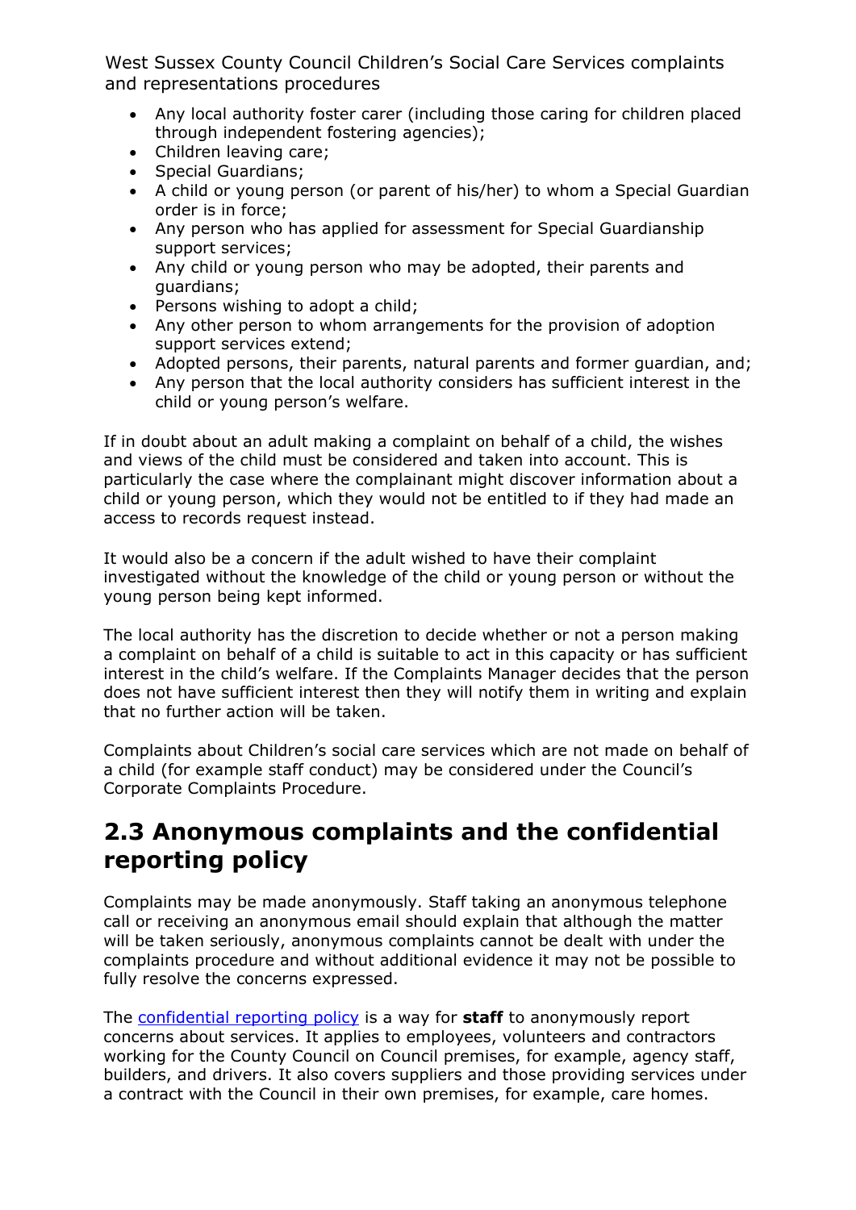- Any local authority foster carer (including those caring for children placed through independent fostering agencies);
- Children leaving care;
- Special Guardians;
- A child or young person (or parent of his/her) to whom a Special Guardian order is in force;
- Any person who has applied for assessment for Special Guardianship support services;
- Any child or young person who may be adopted, their parents and guardians;
- Persons wishing to adopt a child;
- Any other person to whom arrangements for the provision of adoption support services extend;
- Adopted persons, their parents, natural parents and former guardian, and;
- Any person that the local authority considers has sufficient interest in the child or young person's welfare.

If in doubt about an adult making a complaint on behalf of a child, the wishes and views of the child must be considered and taken into account. This is particularly the case where the complainant might discover information about a child or young person, which they would not be entitled to if they had made an access to records request instead.

It would also be a concern if the adult wished to have their complaint investigated without the knowledge of the child or young person or without the young person being kept informed.

The local authority has the discretion to decide whether or not a person making a complaint on behalf of a child is suitable to act in this capacity or has sufficient interest in the child's welfare. If the Complaints Manager decides that the person does not have sufficient interest then they will notify them in writing and explain that no further action will be taken.

Complaints about Children's social care services which are not made on behalf of a child (for example staff conduct) may be considered under the Council's Corporate Complaints Procedure.

## 2.3 Anonymous complaints and the confidential reporting policy

Complaints may be made anonymously. Staff taking an anonymous telephone call or receiving an anonymous email should explain that although the matter will be taken seriously, anonymous complaints cannot be dealt with under the complaints procedure and without additional evidence it may not be possible to fully resolve the concerns expressed.

The confidential reporting policy is a way for **staff** to anonymously report concerns about services. It applies to employees, volunteers and contractors working for the County Council on Council premises, for example, agency staff, builders, and drivers. It also covers suppliers and those providing services under a contract with the Council in their own premises, for example, care homes.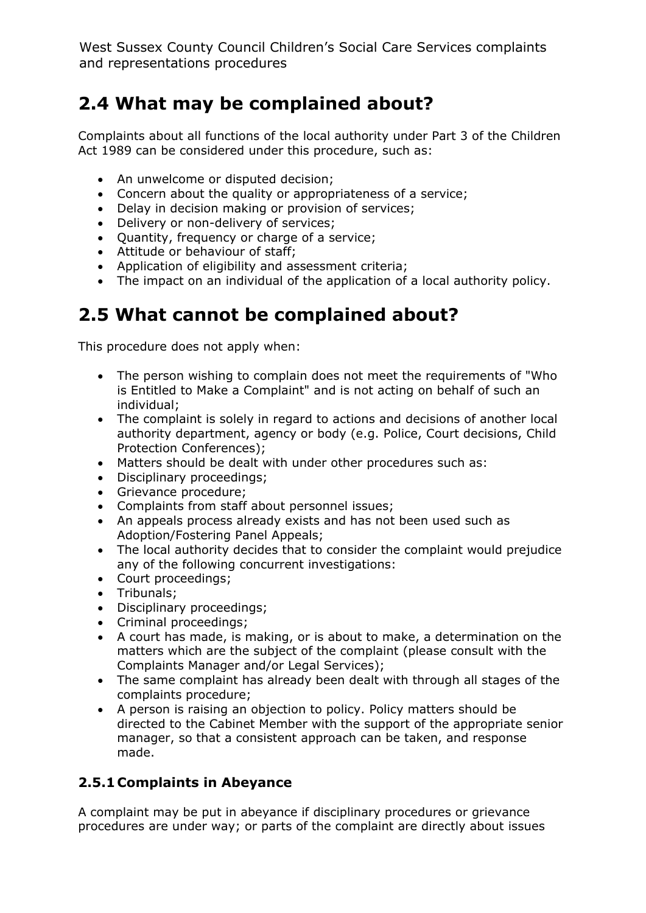## 2.4 What may be complained about?

Complaints about all functions of the local authority under Part 3 of the Children Act 1989 can be considered under this procedure, such as:

- An unwelcome or disputed decision;
- Concern about the quality or appropriateness of a service;
- Delay in decision making or provision of services;
- Delivery or non-delivery of services;
- Quantity, frequency or charge of a service;
- Attitude or behaviour of staff;
- Application of eligibility and assessment criteria;
- The impact on an individual of the application of a local authority policy.

## 2.5 What cannot be complained about?

This procedure does not apply when:

- The person wishing to complain does not meet the requirements of "Who is Entitled to Make a Complaint" and is not acting on behalf of such an individual;
- The complaint is solely in regard to actions and decisions of another local authority department, agency or body (e.g. Police, Court decisions, Child Protection Conferences);
- Matters should be dealt with under other procedures such as:
- Disciplinary proceedings;
- Grievance procedure;
- Complaints from staff about personnel issues;
- An appeals process already exists and has not been used such as Adoption/Fostering Panel Appeals;
- The local authority decides that to consider the complaint would prejudice any of the following concurrent investigations:
- Court proceedings;
- Tribunals;
- Disciplinary proceedings;
- Criminal proceedings;
- A court has made, is making, or is about to make, a determination on the matters which are the subject of the complaint (please consult with the Complaints Manager and/or Legal Services);
- The same complaint has already been dealt with through all stages of the complaints procedure;
- A person is raising an objection to policy. Policy matters should be directed to the Cabinet Member with the support of the appropriate senior manager, so that a consistent approach can be taken, and response made.

### 2.5.1 Complaints in Abeyance

A complaint may be put in abeyance if disciplinary procedures or grievance procedures are under way; or parts of the complaint are directly about issues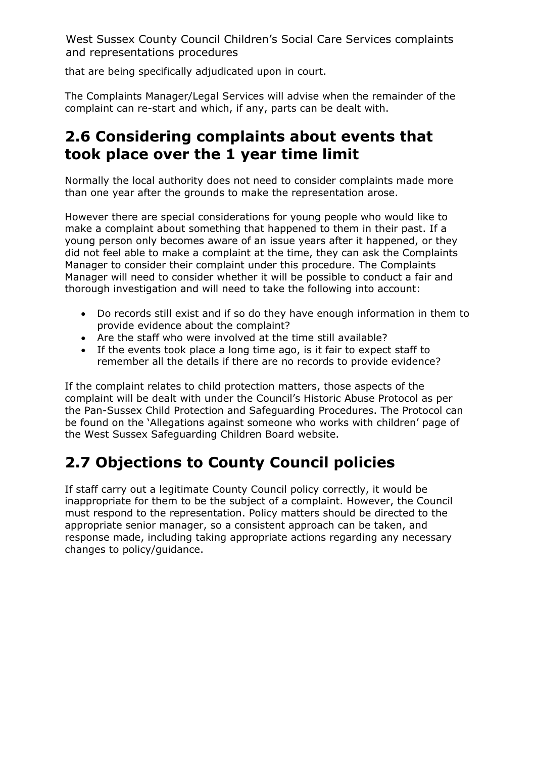that are being specifically adjudicated upon in court.

The Complaints Manager/Legal Services will advise when the remainder of the complaint can re-start and which, if any, parts can be dealt with.

## 2.6 Considering complaints about events that took place over the 1 year time limit

Normally the local authority does not need to consider complaints made more than one year after the grounds to make the representation arose.

However there are special considerations for young people who would like to make a complaint about something that happened to them in their past. If a young person only becomes aware of an issue years after it happened, or they did not feel able to make a complaint at the time, they can ask the Complaints Manager to consider their complaint under this procedure. The Complaints Manager will need to consider whether it will be possible to conduct a fair and thorough investigation and will need to take the following into account:

- Do records still exist and if so do they have enough information in them to provide evidence about the complaint?
- Are the staff who were involved at the time still available?
- If the events took place a long time ago, is it fair to expect staff to remember all the details if there are no records to provide evidence?

If the complaint relates to child protection matters, those aspects of the complaint will be dealt with under the Council's Historic Abuse Protocol as per the Pan-Sussex Child Protection and Safeguarding Procedures. The Protocol can be found on the 'Allegations against someone who works with children' page of the West Sussex Safeguarding Children Board website.

## 2.7 Objections to County Council policies

If staff carry out a legitimate County Council policy correctly, it would be inappropriate for them to be the subject of a complaint. However, the Council must respond to the representation. Policy matters should be directed to the appropriate senior manager, so a consistent approach can be taken, and response made, including taking appropriate actions regarding any necessary changes to policy/guidance.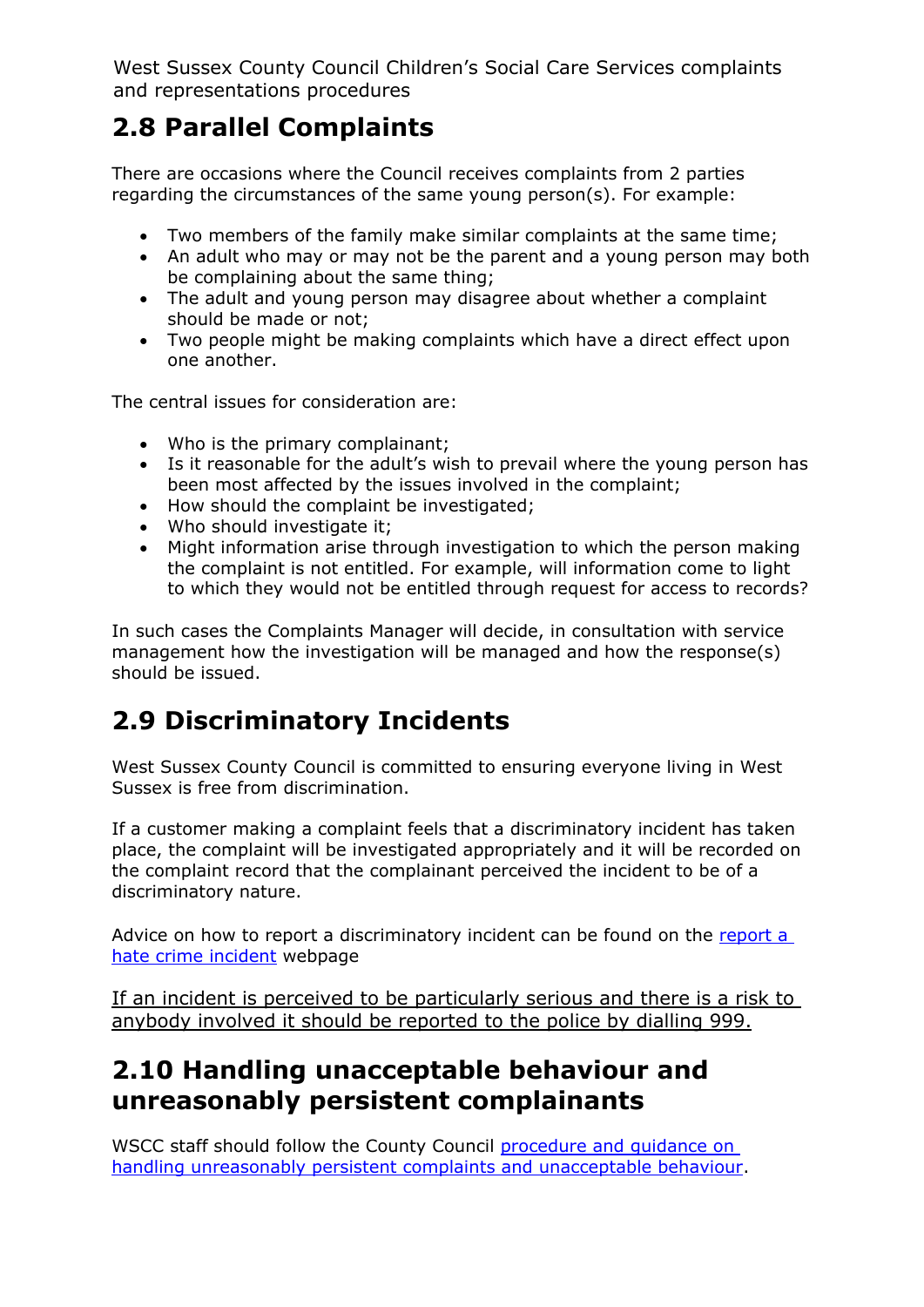## 2.8 Parallel Complaints

There are occasions where the Council receives complaints from 2 parties regarding the circumstances of the same young person(s). For example:

- Two members of the family make similar complaints at the same time;
- An adult who may or may not be the parent and a young person may both be complaining about the same thing;
- The adult and young person may disagree about whether a complaint should be made or not;
- Two people might be making complaints which have a direct effect upon one another.

The central issues for consideration are:

- Who is the primary complainant;
- Is it reasonable for the adult's wish to prevail where the young person has been most affected by the issues involved in the complaint;
- How should the complaint be investigated;
- Who should investigate it;
- Might information arise through investigation to which the person making the complaint is not entitled. For example, will information come to light to which they would not be entitled through request for access to records?

In such cases the Complaints Manager will decide, in consultation with service management how the investigation will be managed and how the response(s) should be issued.

## 2.9 Discriminatory Incidents

West Sussex County Council is committed to ensuring everyone living in West Sussex is free from discrimination.

If a customer making a complaint feels that a discriminatory incident has taken place, the complaint will be investigated appropriately and it will be recorded on the complaint record that the complainant perceived the incident to be of a discriminatory nature.

Advice on how to report a discriminatory incident can be found on the report a hate crime incident webpage

If an incident is perceived to be particularly serious and there is a risk to anybody involved it should be reported to the police by dialling 999.

## 2.10 Handling unacceptable behaviour and unreasonably persistent complainants

WSCC staff should follow the County Council procedure and guidance on handling unreasonably persistent complaints and unacceptable behaviour.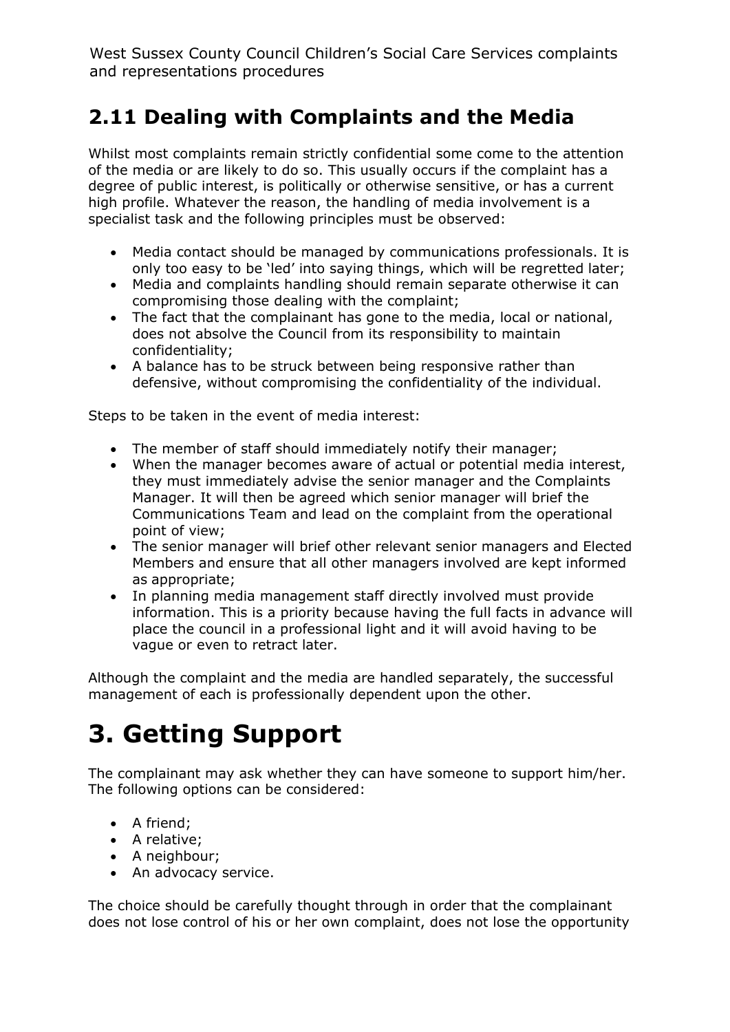## 2.11 Dealing with Complaints and the Media

Whilst most complaints remain strictly confidential some come to the attention of the media or are likely to do so. This usually occurs if the complaint has a degree of public interest, is politically or otherwise sensitive, or has a current high profile. Whatever the reason, the handling of media involvement is a specialist task and the following principles must be observed:

- Media contact should be managed by communications professionals. It is only too easy to be 'led' into saying things, which will be regretted later;
- Media and complaints handling should remain separate otherwise it can compromising those dealing with the complaint;
- The fact that the complainant has gone to the media, local or national, does not absolve the Council from its responsibility to maintain confidentiality;
- A balance has to be struck between being responsive rather than defensive, without compromising the confidentiality of the individual.

Steps to be taken in the event of media interest:

- The member of staff should immediately notify their manager;
- When the manager becomes aware of actual or potential media interest, they must immediately advise the senior manager and the Complaints Manager. It will then be agreed which senior manager will brief the Communications Team and lead on the complaint from the operational point of view;
- The senior manager will brief other relevant senior managers and Elected Members and ensure that all other managers involved are kept informed as appropriate;
- In planning media management staff directly involved must provide information. This is a priority because having the full facts in advance will place the council in a professional light and it will avoid having to be vague or even to retract later.

Although the complaint and the media are handled separately, the successful management of each is professionally dependent upon the other.

# 3. Getting Support

The complainant may ask whether they can have someone to support him/her. The following options can be considered:

- A friend;
- A relative;
- A neighbour;
- An advocacy service.

The choice should be carefully thought through in order that the complainant does not lose control of his or her own complaint, does not lose the opportunity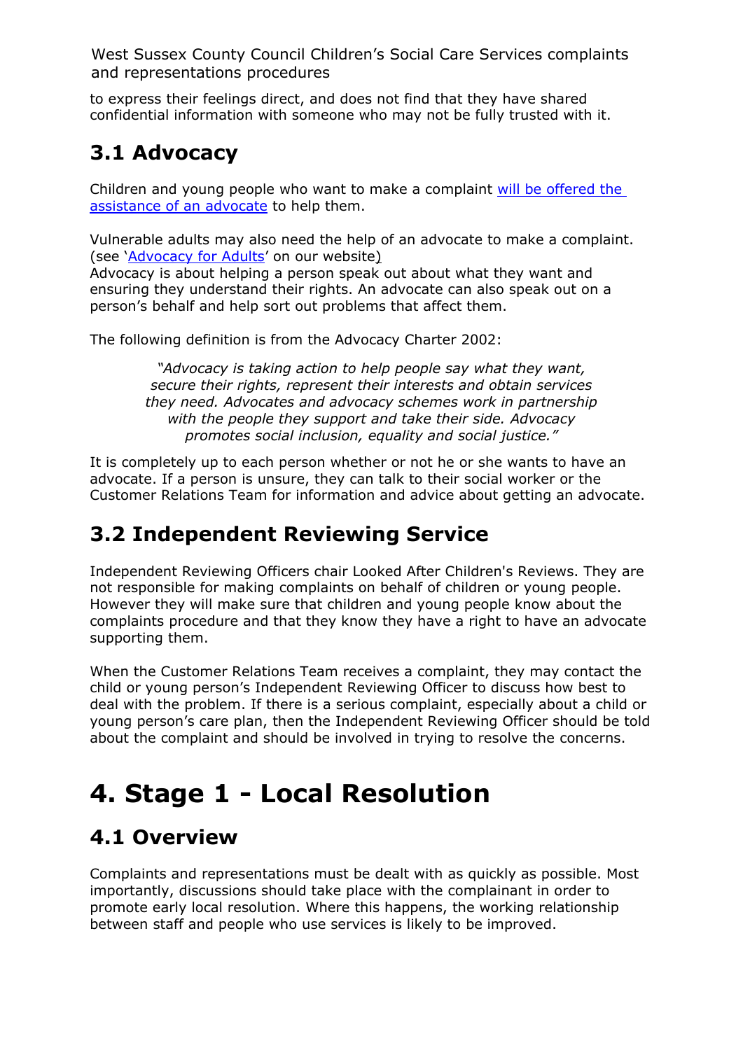to express their feelings direct, and does not find that they have shared confidential information with someone who may not be fully trusted with it.

## 3.1 Advocacy

Children and young people who want to make a complaint will be offered the assistance of an advocate to help them.

Vulnerable adults may also need the help of an advocate to make a complaint. (see 'Advocacy for Adults' on our website)
Advocacy is about helping a person speak out about what they want and ensuring they understand their rights. An advocate can also speak out on a person's behalf and help sort out problems that affect them.

The following definition is from the Advocacy Charter 2002:

> *"Advocacy is taking action to help people say what they want, secure their rights, represent their interests and obtain services they need. Advocates and advocacy schemes work in partnership with the people they support and take their side. Advocacy promotes social inclusion, equality and social justice."*

It is completely up to each person whether or not he or she wants to have an advocate. If a person is unsure, they can talk to their social worker or the Customer Relations Team for information and advice about getting an advocate.

## 3.2 Independent Reviewing Service

Independent Reviewing Officers chair Looked After Children's Reviews. They are not responsible for making complaints on behalf of children or young people. However they will make sure that children and young people know about the complaints procedure and that they know they have a right to have an advocate supporting them.

When the Customer Relations Team receives a complaint, they may contact the child or young person's Independent Reviewing Officer to discuss how best to deal with the problem. If there is a serious complaint, especially about a child or young person's care plan, then the Independent Reviewing Officer should be told about the complaint and should be involved in trying to resolve the concerns.

# 4. Stage 1 - Local Resolution

## 4.1 Overview

Complaints and representations must be dealt with as quickly as possible. Most importantly, discussions should take place with the complainant in order to promote early local resolution. Where this happens, the working relationship between staff and people who use services is likely to be improved.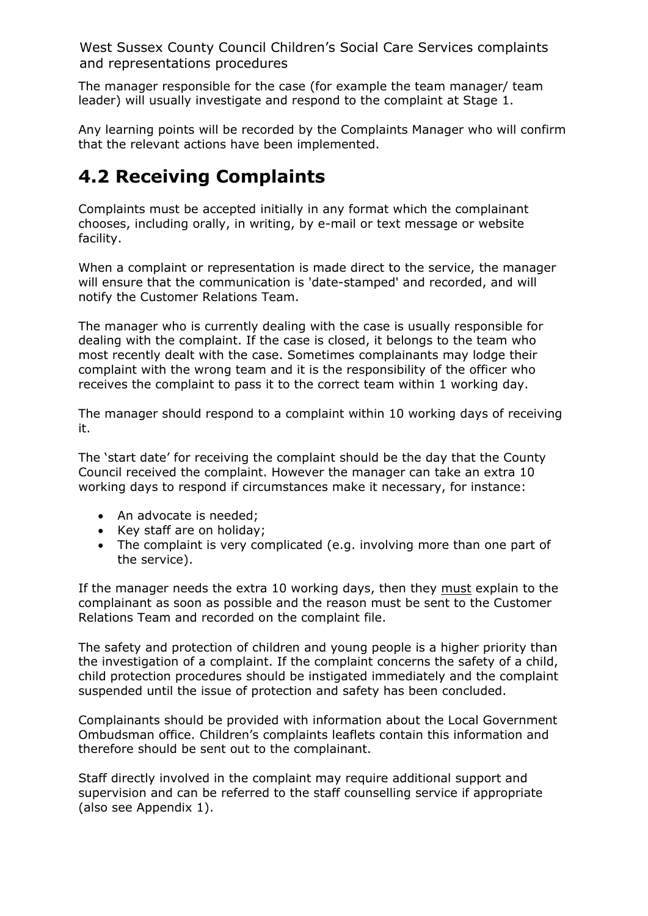The manager responsible for the case (for example the team manager/ team leader) will usually investigate and respond to the complaint at Stage 1.

Any learning points will be recorded by the Complaints Manager who will confirm that the relevant actions have been implemented.

## 4.2 Receiving Complaints

Complaints must be accepted initially in any format which the complainant chooses, including orally, in writing, by e-mail or text message or website facility.

When a complaint or representation is made direct to the service, the manager will ensure that the communication is 'date-stamped' and recorded, and will notify the Customer Relations Team.

The manager who is currently dealing with the case is usually responsible for dealing with the complaint. If the case is closed, it belongs to the team who most recently dealt with the case. Sometimes complainants may lodge their complaint with the wrong team and it is the responsibility of the officer who receives the complaint to pass it to the correct team within 1 working day.

The manager should respond to a complaint within 10 working days of receiving it.

The 'start date' for receiving the complaint should be the day that the County Council received the complaint. However the manager can take an extra 10 working days to respond if circumstances make it necessary, for instance:

- An advocate is needed;
- Key staff are on holiday;
- The complaint is very complicated (e.g. involving more than one part of the service).

If the manager needs the extra 10 working days, then they <u>must</u> explain to the complainant as soon as possible and the reason must be sent to the Customer Relations Team and recorded on the complaint file.

The safety and protection of children and young people is a higher priority than the investigation of a complaint. If the complaint concerns the safety of a child, child protection procedures should be instigated immediately and the complaint suspended until the issue of protection and safety has been concluded.

Complainants should be provided with information about the Local Government Ombudsman office. Children's complaints leaflets contain this information and therefore should be sent out to the complainant.

Staff directly involved in the complaint may require additional support and supervision and can be referred to the staff counselling service if appropriate (also see Appendix 1).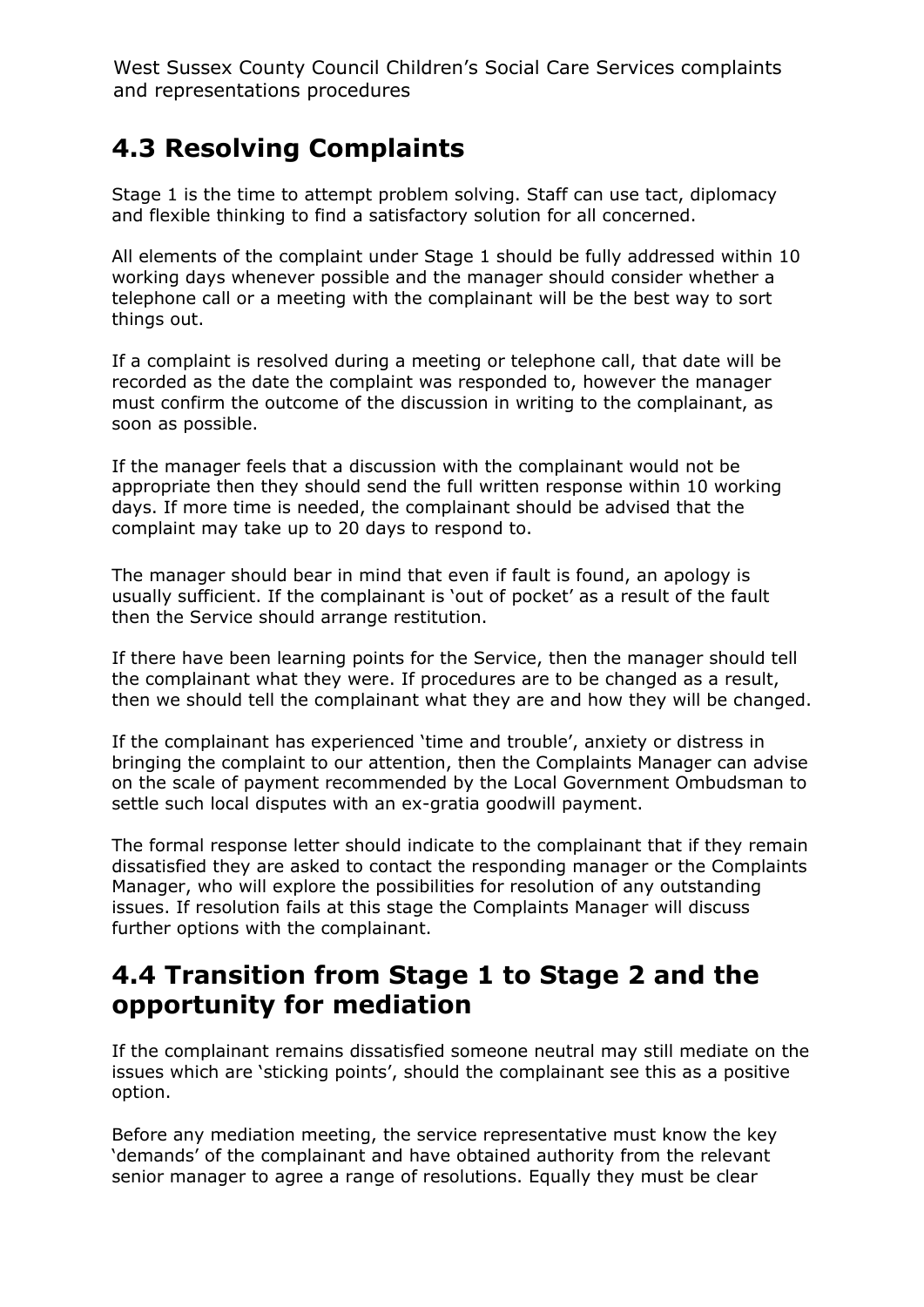## 4.3 Resolving Complaints

Stage 1 is the time to attempt problem solving. Staff can use tact, diplomacy and flexible thinking to find a satisfactory solution for all concerned.

All elements of the complaint under Stage 1 should be fully addressed within 10 working days whenever possible and the manager should consider whether a telephone call or a meeting with the complainant will be the best way to sort things out.

If a complaint is resolved during a meeting or telephone call, that date will be recorded as the date the complaint was responded to, however the manager must confirm the outcome of the discussion in writing to the complainant, as soon as possible.

If the manager feels that a discussion with the complainant would not be appropriate then they should send the full written response within 10 working days. If more time is needed, the complainant should be advised that the complaint may take up to 20 days to respond to.

The manager should bear in mind that even if fault is found, an apology is usually sufficient. If the complainant is 'out of pocket' as a result of the fault then the Service should arrange restitution.

If there have been learning points for the Service, then the manager should tell the complainant what they were. If procedures are to be changed as a result, then we should tell the complainant what they are and how they will be changed.

If the complainant has experienced 'time and trouble', anxiety or distress in bringing the complaint to our attention, then the Complaints Manager can advise on the scale of payment recommended by the Local Government Ombudsman to settle such local disputes with an ex-gratia goodwill payment.

The formal response letter should indicate to the complainant that if they remain dissatisfied they are asked to contact the responding manager or the Complaints Manager, who will explore the possibilities for resolution of any outstanding issues. If resolution fails at this stage the Complaints Manager will discuss further options with the complainant.

## 4.4 Transition from Stage 1 to Stage 2 and the opportunity for mediation

If the complainant remains dissatisfied someone neutral may still mediate on the issues which are 'sticking points', should the complainant see this as a positive option.

Before any mediation meeting, the service representative must know the key 'demands' of the complainant and have obtained authority from the relevant senior manager to agree a range of resolutions. Equally they must be clear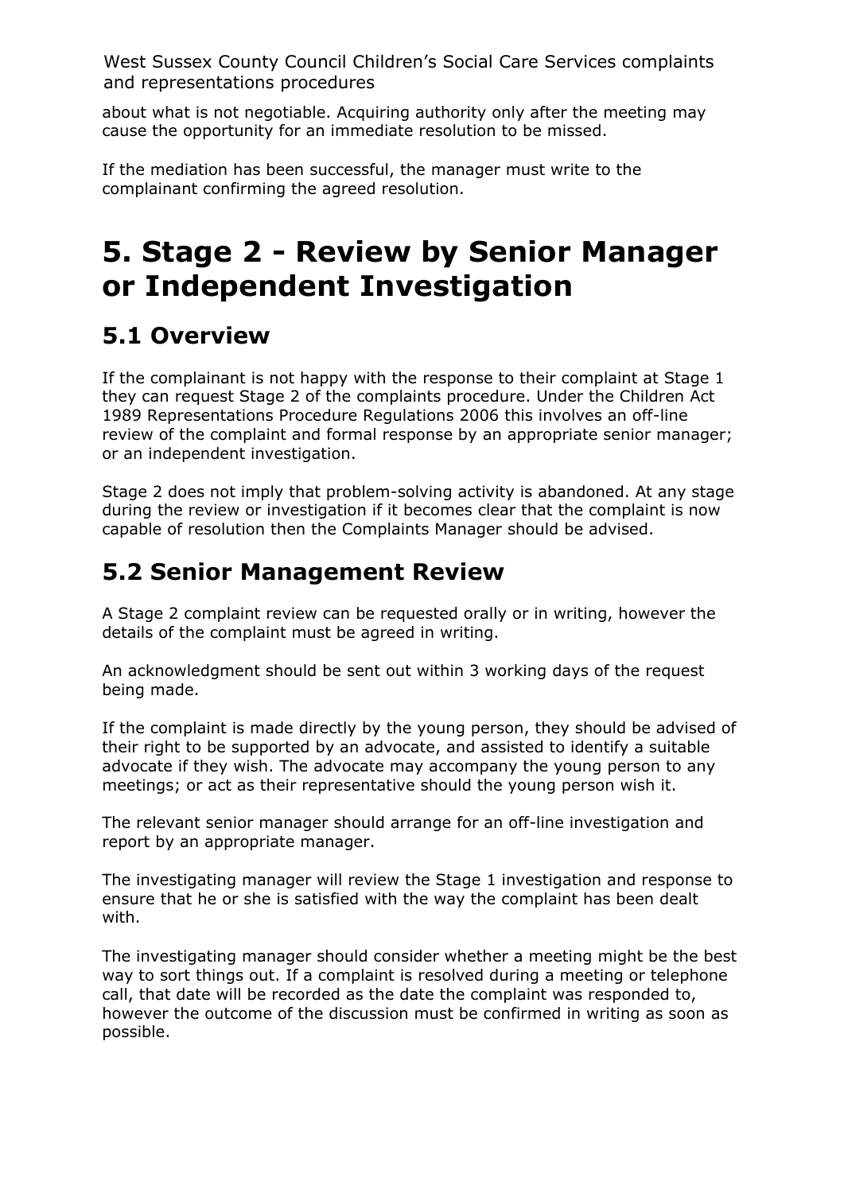about what is not negotiable. Acquiring authority only after the meeting may cause the opportunity for an immediate resolution to be missed.

If the mediation has been successful, the manager must write to the complainant confirming the agreed resolution.

# 5. Stage 2 - Review by Senior Manager or Independent Investigation

## 5.1 Overview

If the complainant is not happy with the response to their complaint at Stage 1 they can request Stage 2 of the complaints procedure. Under the Children Act 1989 Representations Procedure Regulations 2006 this involves an off-line review of the complaint and formal response by an appropriate senior manager; or an independent investigation.

Stage 2 does not imply that problem-solving activity is abandoned. At any stage during the review or investigation if it becomes clear that the complaint is now capable of resolution then the Complaints Manager should be advised.

## 5.2 Senior Management Review

A Stage 2 complaint review can be requested orally or in writing, however the details of the complaint must be agreed in writing.

An acknowledgment should be sent out within 3 working days of the request being made.

If the complaint is made directly by the young person, they should be advised of their right to be supported by an advocate, and assisted to identify a suitable advocate if they wish. The advocate may accompany the young person to any meetings; or act as their representative should the young person wish it.

The relevant senior manager should arrange for an off-line investigation and report by an appropriate manager.

The investigating manager will review the Stage 1 investigation and response to ensure that he or she is satisfied with the way the complaint has been dealt with.

The investigating manager should consider whether a meeting might be the best way to sort things out. If a complaint is resolved during a meeting or telephone call, that date will be recorded as the date the complaint was responded to, however the outcome of the discussion must be confirmed in writing as soon as possible.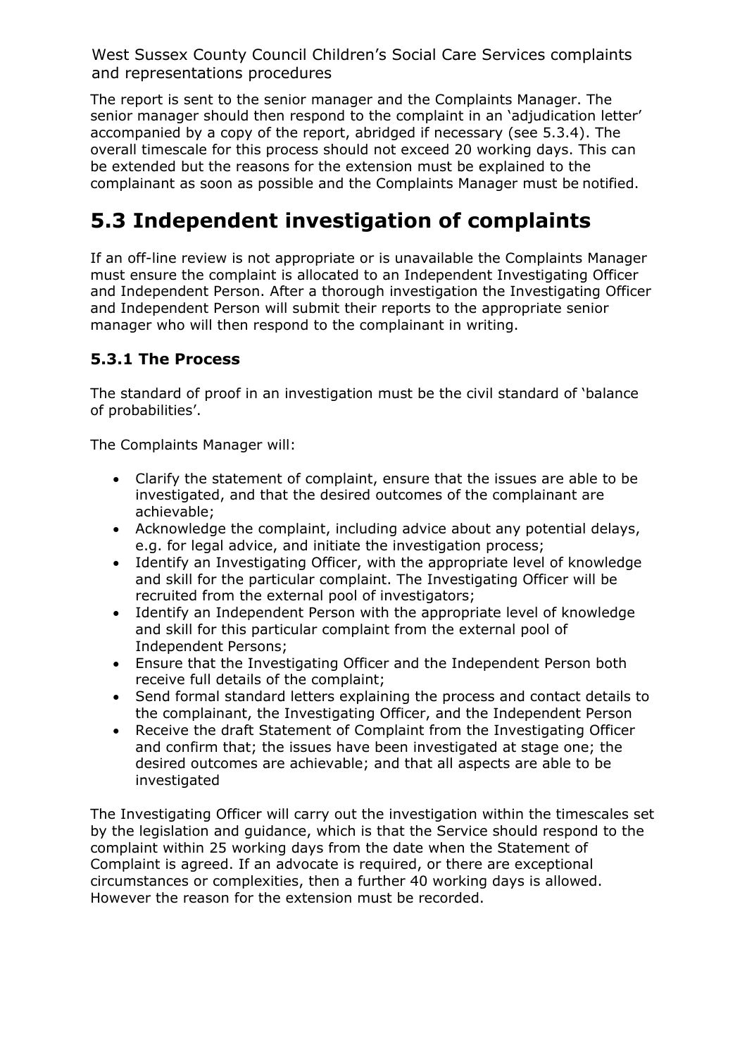The report is sent to the senior manager and the Complaints Manager. The senior manager should then respond to the complaint in an 'adjudication letter' accompanied by a copy of the report, abridged if necessary (see 5.3.4). The overall timescale for this process should not exceed 20 working days. This can be extended but the reasons for the extension must be explained to the complainant as soon as possible and the Complaints Manager must be notified.

# 5.3 Independent investigation of complaints

If an off-line review is not appropriate or is unavailable the Complaints Manager must ensure the complaint is allocated to an Independent Investigating Officer and Independent Person. After a thorough investigation the Investigating Officer and Independent Person will submit their reports to the appropriate senior manager who will then respond to the complainant in writing.

### 5.3.1 The Process

The standard of proof in an investigation must be the civil standard of 'balance of probabilities'.

The Complaints Manager will:

- Clarify the statement of complaint, ensure that the issues are able to be investigated, and that the desired outcomes of the complainant are achievable;
- Acknowledge the complaint, including advice about any potential delays, e.g. for legal advice, and initiate the investigation process;
- Identify an Investigating Officer, with the appropriate level of knowledge and skill for the particular complaint. The Investigating Officer will be recruited from the external pool of investigators;
- Identify an Independent Person with the appropriate level of knowledge and skill for this particular complaint from the external pool of Independent Persons;
- Ensure that the Investigating Officer and the Independent Person both receive full details of the complaint;
- Send formal standard letters explaining the process and contact details to the complainant, the Investigating Officer, and the Independent Person
- Receive the draft Statement of Complaint from the Investigating Officer and confirm that; the issues have been investigated at stage one; the desired outcomes are achievable; and that all aspects are able to be investigated

The Investigating Officer will carry out the investigation within the timescales set by the legislation and guidance, which is that the Service should respond to the complaint within 25 working days from the date when the Statement of Complaint is agreed. If an advocate is required, or there are exceptional circumstances or complexities, then a further 40 working days is allowed. However the reason for the extension must be recorded.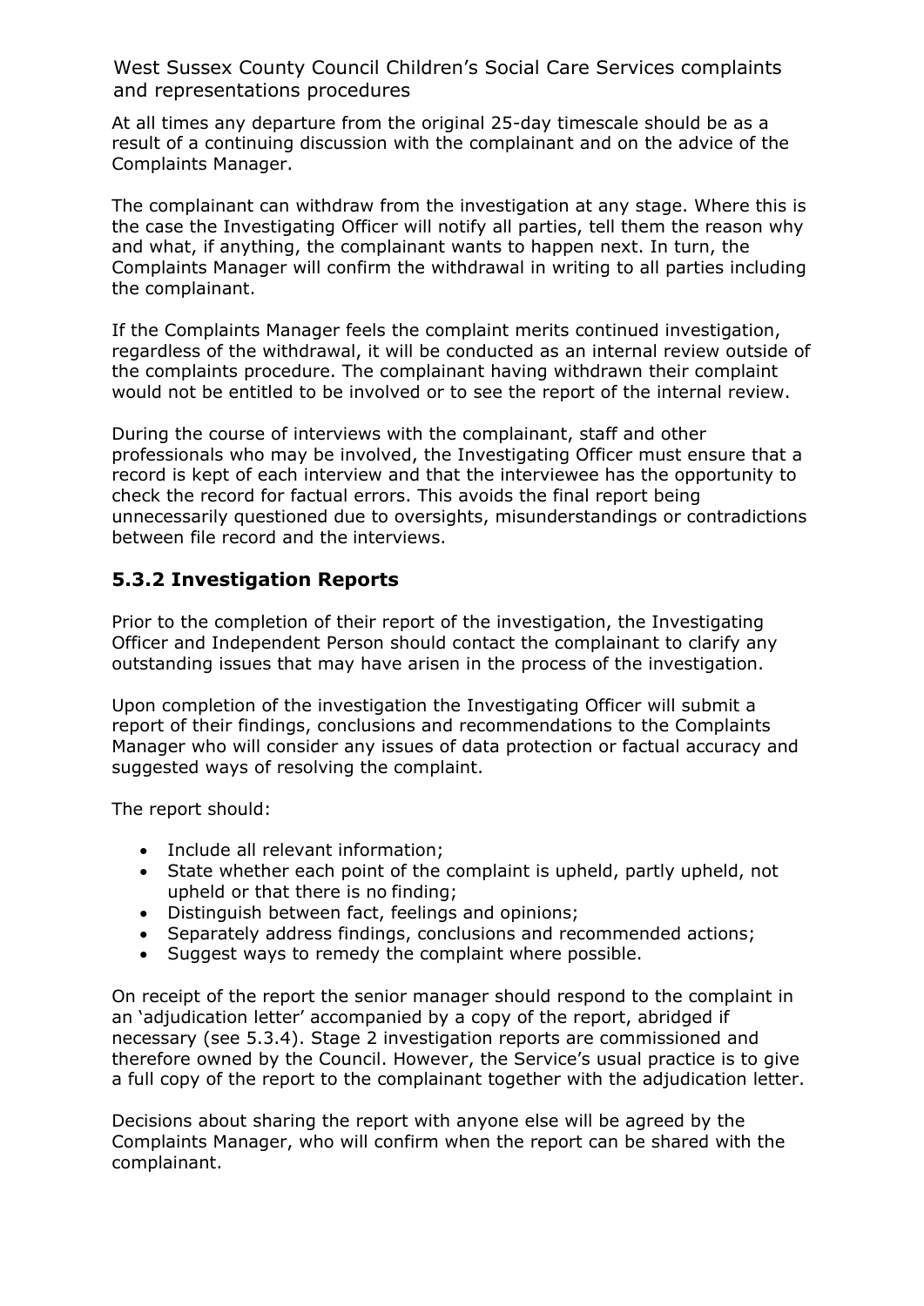At all times any departure from the original 25-day timescale should be as a result of a continuing discussion with the complainant and on the advice of the Complaints Manager.

The complainant can withdraw from the investigation at any stage. Where this is the case the Investigating Officer will notify all parties, tell them the reason why and what, if anything, the complainant wants to happen next. In turn, the Complaints Manager will confirm the withdrawal in writing to all parties including the complainant.

If the Complaints Manager feels the complaint merits continued investigation, regardless of the withdrawal, it will be conducted as an internal review outside of the complaints procedure. The complainant having withdrawn their complaint would not be entitled to be involved or to see the report of the internal review.

During the course of interviews with the complainant, staff and other professionals who may be involved, the Investigating Officer must ensure that a record is kept of each interview and that the interviewee has the opportunity to check the record for factual errors. This avoids the final report being unnecessarily questioned due to oversights, misunderstandings or contradictions between file record and the interviews.

### 5.3.2 Investigation Reports

Prior to the completion of their report of the investigation, the Investigating Officer and Independent Person should contact the complainant to clarify any outstanding issues that may have arisen in the process of the investigation.

Upon completion of the investigation the Investigating Officer will submit a report of their findings, conclusions and recommendations to the Complaints Manager who will consider any issues of data protection or factual accuracy and suggested ways of resolving the complaint.

The report should:

- Include all relevant information;
- State whether each point of the complaint is upheld, partly upheld, not upheld or that there is no finding;
- Distinguish between fact, feelings and opinions;
- Separately address findings, conclusions and recommended actions;
- Suggest ways to remedy the complaint where possible.

On receipt of the report the senior manager should respond to the complaint in an 'adjudication letter' accompanied by a copy of the report, abridged if necessary (see 5.3.4). Stage 2 investigation reports are commissioned and therefore owned by the Council. However, the Service's usual practice is to give a full copy of the report to the complainant together with the adjudication letter.

Decisions about sharing the report with anyone else will be agreed by the Complaints Manager, who will confirm when the report can be shared with the complainant.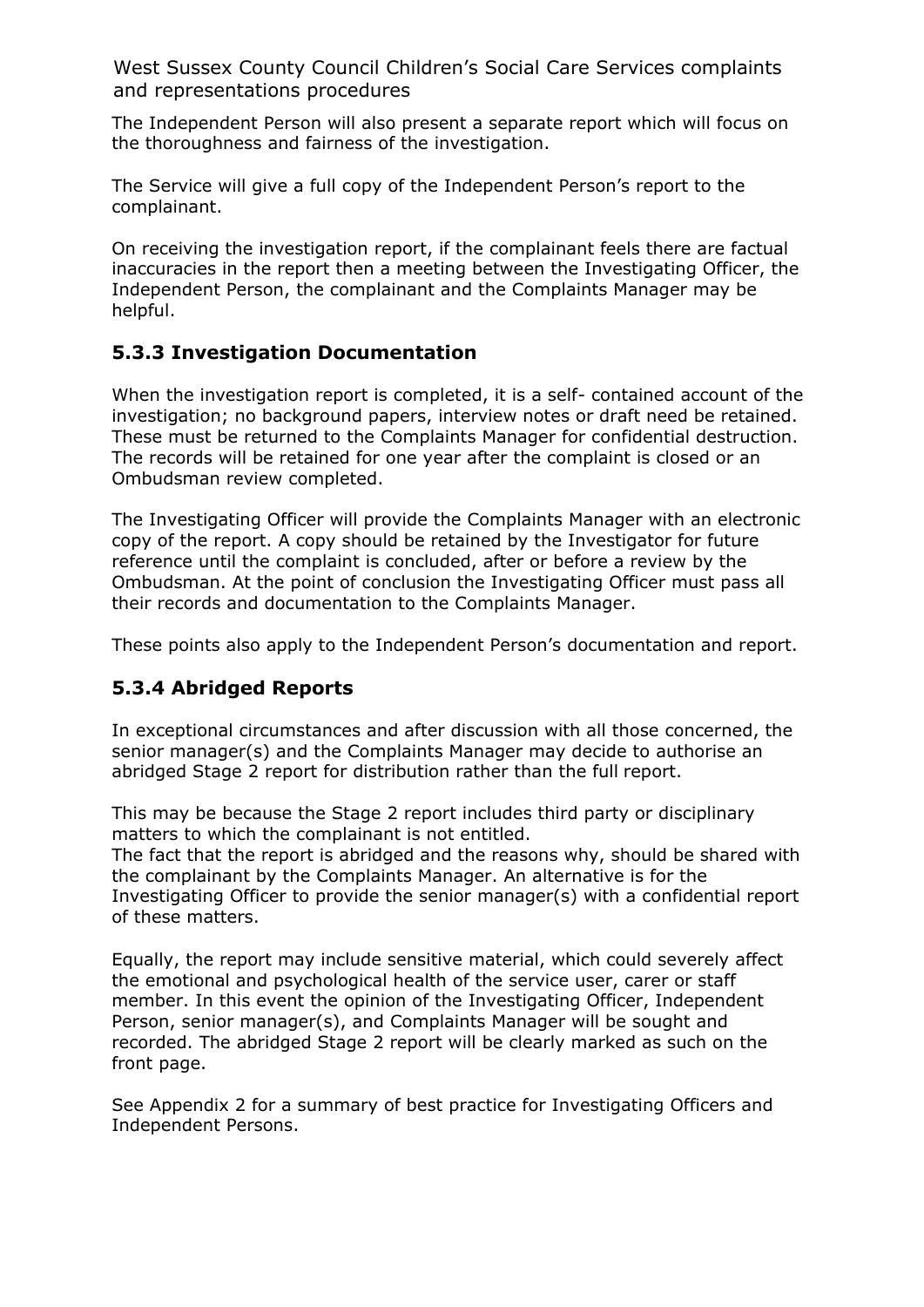The Independent Person will also present a separate report which will focus on the thoroughness and fairness of the investigation.

The Service will give a full copy of the Independent Person's report to the complainant.

On receiving the investigation report, if the complainant feels there are factual inaccuracies in the report then a meeting between the Investigating Officer, the Independent Person, the complainant and the Complaints Manager may be helpful.

### 5.3.3 Investigation Documentation

When the investigation report is completed, it is a self- contained account of the investigation; no background papers, interview notes or draft need be retained. These must be returned to the Complaints Manager for confidential destruction. The records will be retained for one year after the complaint is closed or an Ombudsman review completed.

The Investigating Officer will provide the Complaints Manager with an electronic copy of the report. A copy should be retained by the Investigator for future reference until the complaint is concluded, after or before a review by the Ombudsman. At the point of conclusion the Investigating Officer must pass all their records and documentation to the Complaints Manager.

These points also apply to the Independent Person's documentation and report.

### 5.3.4 Abridged Reports

In exceptional circumstances and after discussion with all those concerned, the senior manager(s) and the Complaints Manager may decide to authorise an abridged Stage 2 report for distribution rather than the full report.

This may be because the Stage 2 report includes third party or disciplinary matters to which the complainant is not entitled.
The fact that the report is abridged and the reasons why, should be shared with the complainant by the Complaints Manager. An alternative is for the Investigating Officer to provide the senior manager(s) with a confidential report of these matters.

Equally, the report may include sensitive material, which could severely affect the emotional and psychological health of the service user, carer or staff member. In this event the opinion of the Investigating Officer, Independent Person, senior manager(s), and Complaints Manager will be sought and recorded. The abridged Stage 2 report will be clearly marked as such on the front page.

See Appendix 2 for a summary of best practice for Investigating Officers and Independent Persons.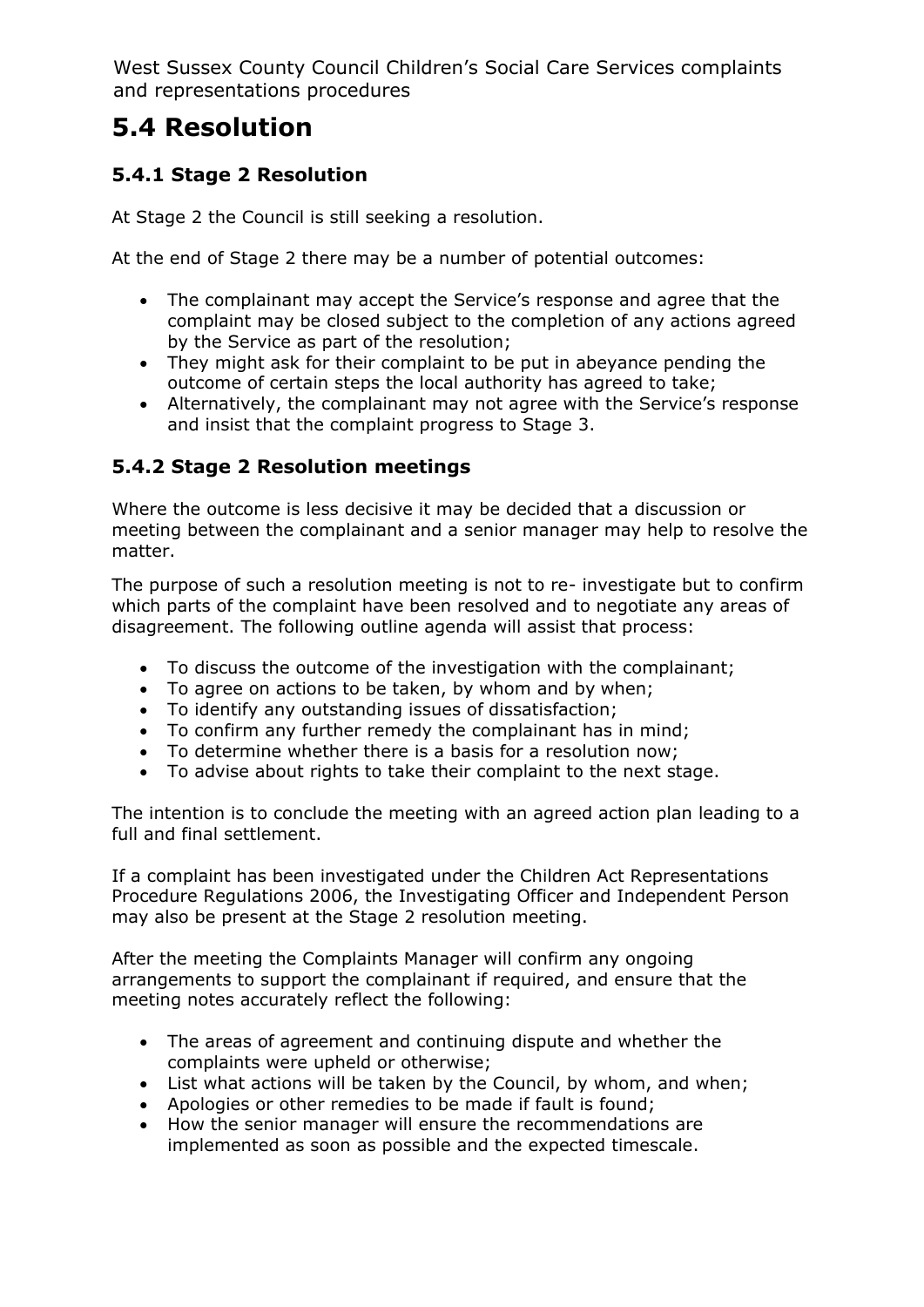# 5.4 Resolution

## 5.4.1 Stage 2 Resolution

At Stage 2 the Council is still seeking a resolution.

At the end of Stage 2 there may be a number of potential outcomes:

- The complainant may accept the Service's response and agree that the complaint may be closed subject to the completion of any actions agreed by the Service as part of the resolution;
- They might ask for their complaint to be put in abeyance pending the outcome of certain steps the local authority has agreed to take;
- Alternatively, the complainant may not agree with the Service's response and insist that the complaint progress to Stage 3.

## 5.4.2 Stage 2 Resolution meetings

Where the outcome is less decisive it may be decided that a discussion or meeting between the complainant and a senior manager may help to resolve the matter.

The purpose of such a resolution meeting is not to re- investigate but to confirm which parts of the complaint have been resolved and to negotiate any areas of disagreement. The following outline agenda will assist that process:

- To discuss the outcome of the investigation with the complainant;
- To agree on actions to be taken, by whom and by when;
- To identify any outstanding issues of dissatisfaction;
- To confirm any further remedy the complainant has in mind;
- To determine whether there is a basis for a resolution now;
- To advise about rights to take their complaint to the next stage.

The intention is to conclude the meeting with an agreed action plan leading to a full and final settlement.

If a complaint has been investigated under the Children Act Representations Procedure Regulations 2006, the Investigating Officer and Independent Person may also be present at the Stage 2 resolution meeting.

After the meeting the Complaints Manager will confirm any ongoing arrangements to support the complainant if required, and ensure that the meeting notes accurately reflect the following:

- The areas of agreement and continuing dispute and whether the complaints were upheld or otherwise;
- List what actions will be taken by the Council, by whom, and when;
- Apologies or other remedies to be made if fault is found;
- How the senior manager will ensure the recommendations are implemented as soon as possible and the expected timescale.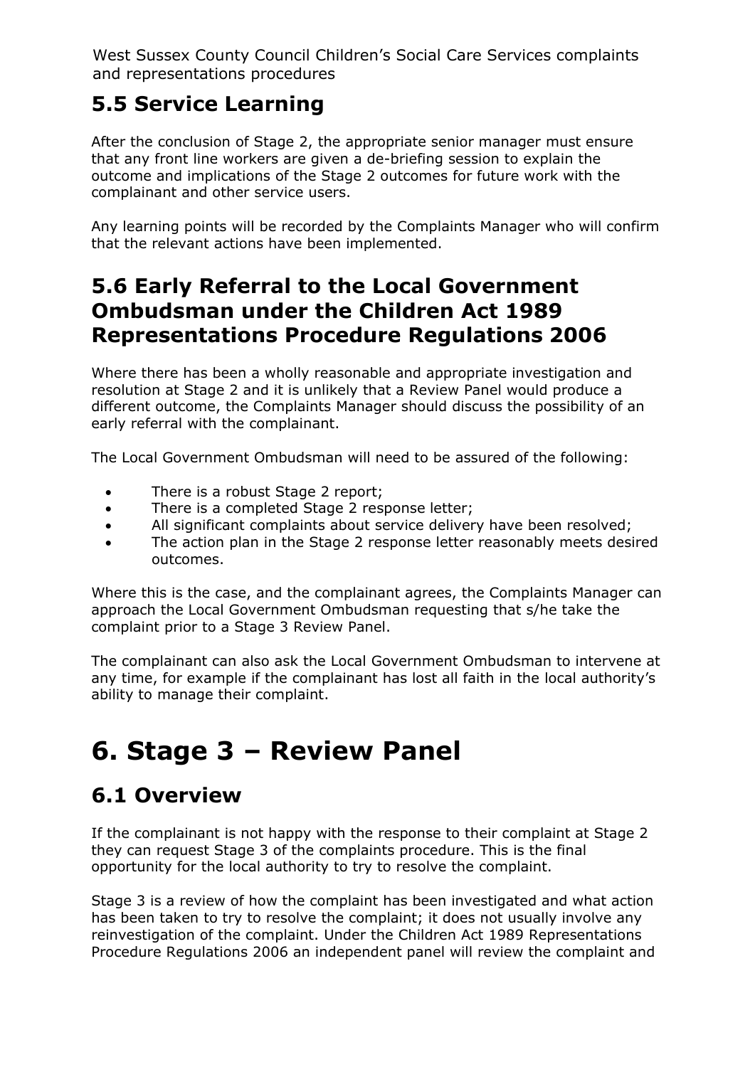## 5.5 Service Learning

After the conclusion of Stage 2, the appropriate senior manager must ensure that any front line workers are given a de-briefing session to explain the outcome and implications of the Stage 2 outcomes for future work with the complainant and other service users.

Any learning points will be recorded by the Complaints Manager who will confirm that the relevant actions have been implemented.

## 5.6 Early Referral to the Local Government Ombudsman under the Children Act 1989 Representations Procedure Regulations 2006

Where there has been a wholly reasonable and appropriate investigation and resolution at Stage 2 and it is unlikely that a Review Panel would produce a different outcome, the Complaints Manager should discuss the possibility of an early referral with the complainant.

The Local Government Ombudsman will need to be assured of the following:

- There is a robust Stage 2 report;
- There is a completed Stage 2 response letter;
- All significant complaints about service delivery have been resolved;
- The action plan in the Stage 2 response letter reasonably meets desired outcomes.

Where this is the case, and the complainant agrees, the Complaints Manager can approach the Local Government Ombudsman requesting that s/he take the complaint prior to a Stage 3 Review Panel.

The complainant can also ask the Local Government Ombudsman to intervene at any time, for example if the complainant has lost all faith in the local authority's ability to manage their complaint.

# 6. Stage 3 – Review Panel

## 6.1 Overview

If the complainant is not happy with the response to their complaint at Stage 2 they can request Stage 3 of the complaints procedure. This is the final opportunity for the local authority to try to resolve the complaint.

Stage 3 is a review of how the complaint has been investigated and what action has been taken to try to resolve the complaint; it does not usually involve any reinvestigation of the complaint. Under the Children Act 1989 Representations Procedure Regulations 2006 an independent panel will review the complaint and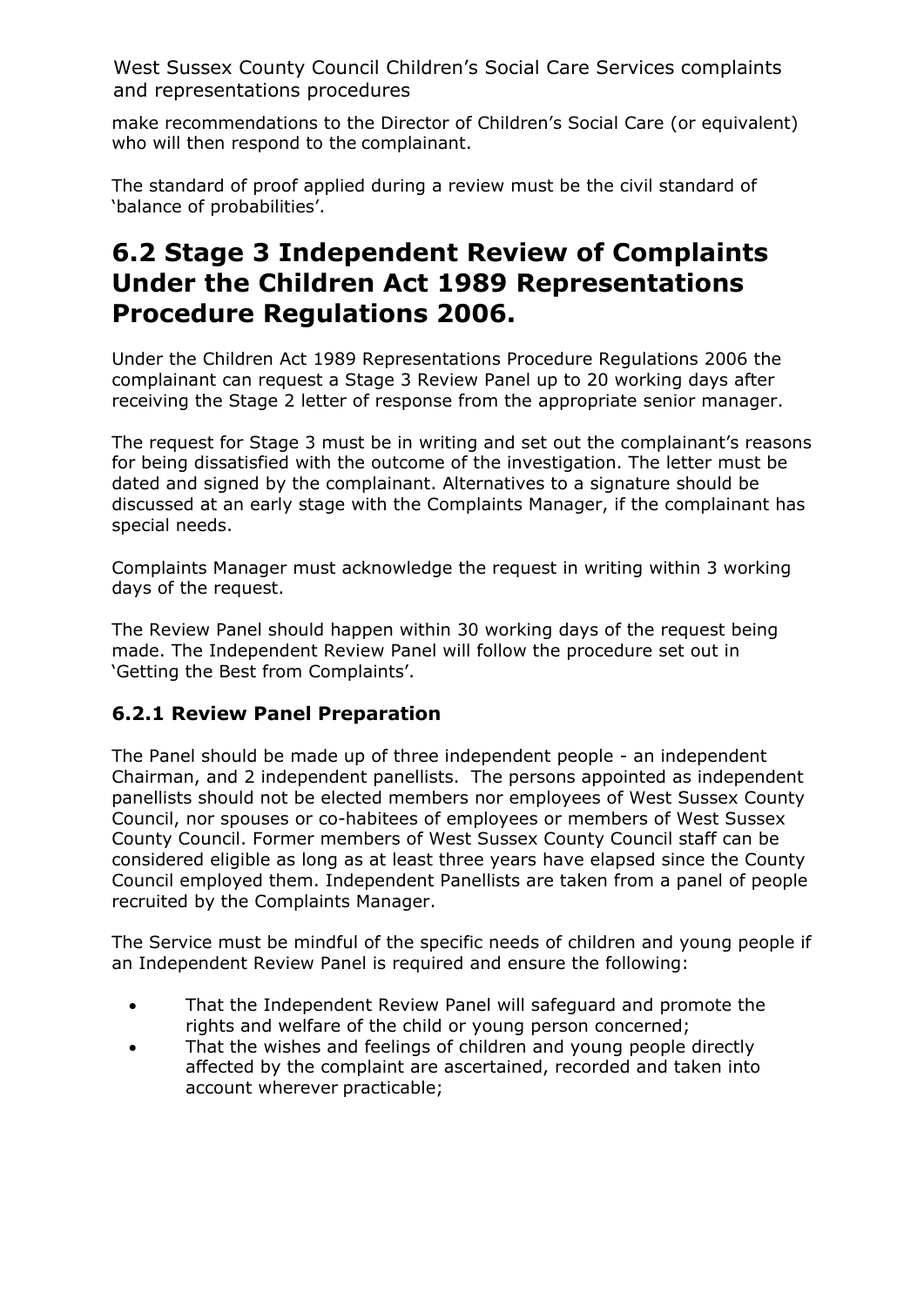make recommendations to the Director of Children's Social Care (or equivalent) who will then respond to the complainant.

The standard of proof applied during a review must be the civil standard of 'balance of probabilities'.

## 6.2 Stage 3 Independent Review of Complaints Under the Children Act 1989 Representations Procedure Regulations 2006.

Under the Children Act 1989 Representations Procedure Regulations 2006 the complainant can request a Stage 3 Review Panel up to 20 working days after receiving the Stage 2 letter of response from the appropriate senior manager.

The request for Stage 3 must be in writing and set out the complainant's reasons for being dissatisfied with the outcome of the investigation. The letter must be dated and signed by the complainant. Alternatives to a signature should be discussed at an early stage with the Complaints Manager, if the complainant has special needs.

Complaints Manager must acknowledge the request in writing within 3 working days of the request.

The Review Panel should happen within 30 working days of the request being made. The Independent Review Panel will follow the procedure set out in 'Getting the Best from Complaints'.

### 6.2.1 Review Panel Preparation

The Panel should be made up of three independent people - an independent Chairman, and 2 independent panellists. The persons appointed as independent panellists should not be elected members nor employees of West Sussex County Council, nor spouses or co-habitees of employees or members of West Sussex County Council. Former members of West Sussex County Council staff can be considered eligible as long as at least three years have elapsed since the County Council employed them. Independent Panellists are taken from a panel of people recruited by the Complaints Manager.

The Service must be mindful of the specific needs of children and young people if an Independent Review Panel is required and ensure the following:

- That the Independent Review Panel will safeguard and promote the rights and welfare of the child or young person concerned;
- That the wishes and feelings of children and young people directly affected by the complaint are ascertained, recorded and taken into account wherever practicable;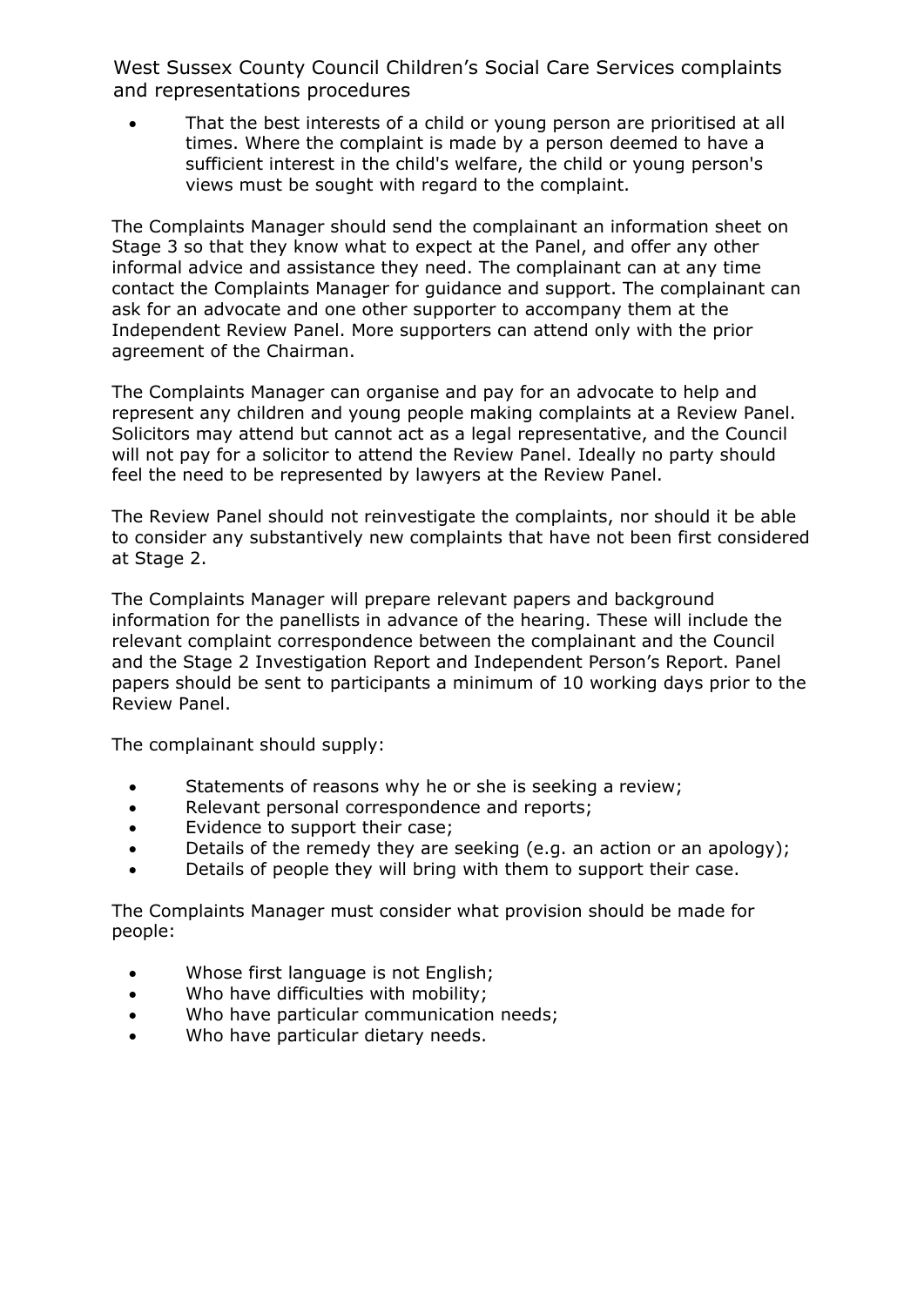- That the best interests of a child or young person are prioritised at all times. Where the complaint is made by a person deemed to have a sufficient interest in the child's welfare, the child or young person's views must be sought with regard to the complaint.

The Complaints Manager should send the complainant an information sheet on Stage 3 so that they know what to expect at the Panel, and offer any other informal advice and assistance they need. The complainant can at any time contact the Complaints Manager for guidance and support. The complainant can ask for an advocate and one other supporter to accompany them at the Independent Review Panel. More supporters can attend only with the prior agreement of the Chairman.

The Complaints Manager can organise and pay for an advocate to help and represent any children and young people making complaints at a Review Panel. Solicitors may attend but cannot act as a legal representative, and the Council will not pay for a solicitor to attend the Review Panel. Ideally no party should feel the need to be represented by lawyers at the Review Panel.

The Review Panel should not reinvestigate the complaints, nor should it be able to consider any substantively new complaints that have not been first considered at Stage 2.

The Complaints Manager will prepare relevant papers and background information for the panellists in advance of the hearing. These will include the relevant complaint correspondence between the complainant and the Council and the Stage 2 Investigation Report and Independent Person's Report. Panel papers should be sent to participants a minimum of 10 working days prior to the Review Panel.

The complainant should supply:

- Statements of reasons why he or she is seeking a review;
- Relevant personal correspondence and reports;
- Evidence to support their case;
- Details of the remedy they are seeking (e.g. an action or an apology);
- Details of people they will bring with them to support their case.

The Complaints Manager must consider what provision should be made for people:

- Whose first language is not English;
- Who have difficulties with mobility;
- Who have particular communication needs;
- Who have particular dietary needs.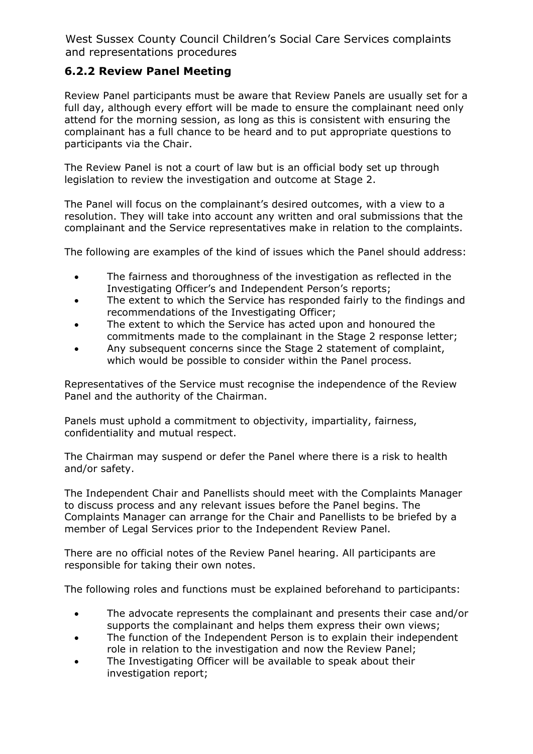### 6.2.2 Review Panel Meeting

Review Panel participants must be aware that Review Panels are usually set for a full day, although every effort will be made to ensure the complainant need only attend for the morning session, as long as this is consistent with ensuring the complainant has a full chance to be heard and to put appropriate questions to participants via the Chair.

The Review Panel is not a court of law but is an official body set up through legislation to review the investigation and outcome at Stage 2.

The Panel will focus on the complainant's desired outcomes, with a view to a resolution. They will take into account any written and oral submissions that the complainant and the Service representatives make in relation to the complaints.

The following are examples of the kind of issues which the Panel should address:

- The fairness and thoroughness of the investigation as reflected in the Investigating Officer's and Independent Person's reports;
- The extent to which the Service has responded fairly to the findings and recommendations of the Investigating Officer;
- The extent to which the Service has acted upon and honoured the commitments made to the complainant in the Stage 2 response letter;
- Any subsequent concerns since the Stage 2 statement of complaint, which would be possible to consider within the Panel process.

Representatives of the Service must recognise the independence of the Review Panel and the authority of the Chairman.

Panels must uphold a commitment to objectivity, impartiality, fairness, confidentiality and mutual respect.

The Chairman may suspend or defer the Panel where there is a risk to health and/or safety.

The Independent Chair and Panellists should meet with the Complaints Manager to discuss process and any relevant issues before the Panel begins. The Complaints Manager can arrange for the Chair and Panellists to be briefed by a member of Legal Services prior to the Independent Review Panel.

There are no official notes of the Review Panel hearing. All participants are responsible for taking their own notes.

The following roles and functions must be explained beforehand to participants:

- The advocate represents the complainant and presents their case and/or supports the complainant and helps them express their own views;
- The function of the Independent Person is to explain their independent role in relation to the investigation and now the Review Panel;
- The Investigating Officer will be available to speak about their investigation report;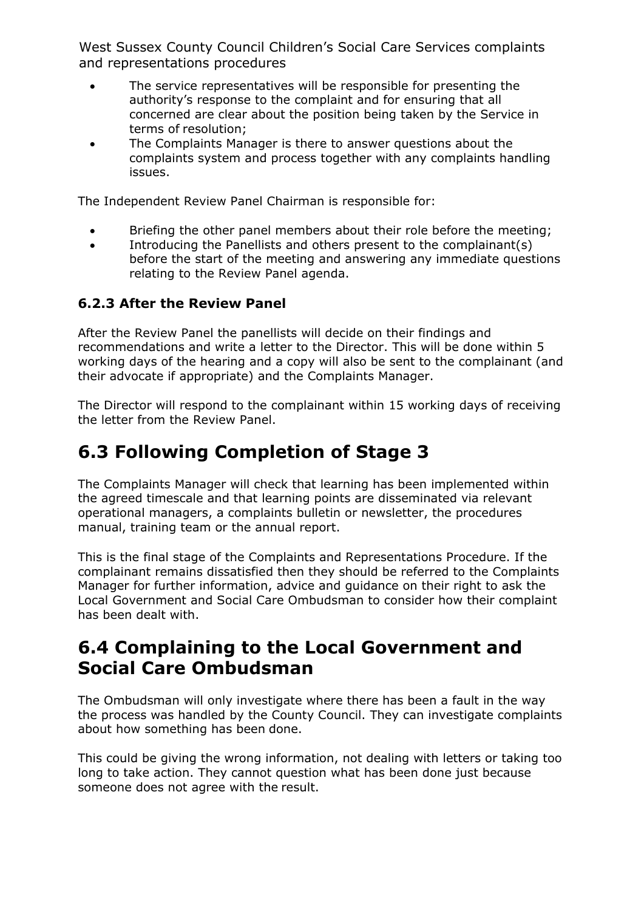- The service representatives will be responsible for presenting the authority's response to the complaint and for ensuring that all concerned are clear about the position being taken by the Service in terms of resolution;
- The Complaints Manager is there to answer questions about the complaints system and process together with any complaints handling issues.

The Independent Review Panel Chairman is responsible for:

- Briefing the other panel members about their role before the meeting;
- Introducing the Panellists and others present to the complainant(s) before the start of the meeting and answering any immediate questions relating to the Review Panel agenda.

### 6.2.3 After the Review Panel

After the Review Panel the panellists will decide on their findings and recommendations and write a letter to the Director. This will be done within 5 working days of the hearing and a copy will also be sent to the complainant (and their advocate if appropriate) and the Complaints Manager.

The Director will respond to the complainant within 15 working days of receiving the letter from the Review Panel.

## 6.3 Following Completion of Stage 3

The Complaints Manager will check that learning has been implemented within the agreed timescale and that learning points are disseminated via relevant operational managers, a complaints bulletin or newsletter, the procedures manual, training team or the annual report.

This is the final stage of the Complaints and Representations Procedure. If the complainant remains dissatisfied then they should be referred to the Complaints Manager for further information, advice and guidance on their right to ask the Local Government and Social Care Ombudsman to consider how their complaint has been dealt with.

## 6.4 Complaining to the Local Government and Social Care Ombudsman

The Ombudsman will only investigate where there has been a fault in the way the process was handled by the County Council. They can investigate complaints about how something has been done.

This could be giving the wrong information, not dealing with letters or taking too long to take action. They cannot question what has been done just because someone does not agree with the result.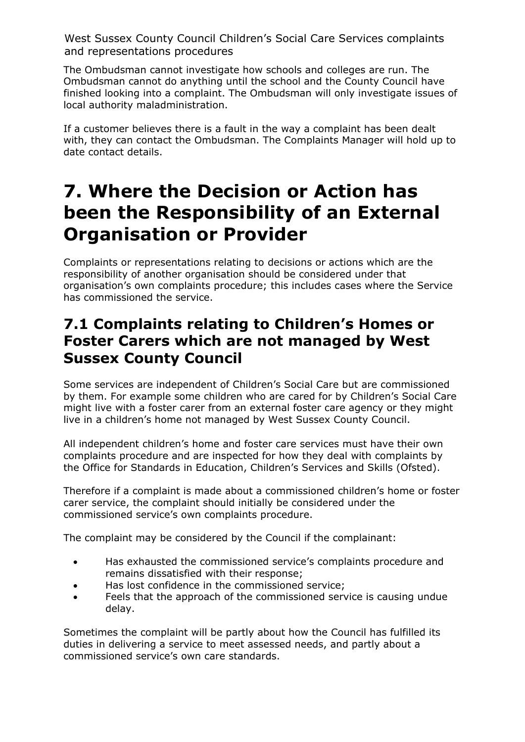The Ombudsman cannot investigate how schools and colleges are run. The Ombudsman cannot do anything until the school and the County Council have finished looking into a complaint. The Ombudsman will only investigate issues of local authority maladministration.

If a customer believes there is a fault in the way a complaint has been dealt with, they can contact the Ombudsman. The Complaints Manager will hold up to date contact details.

# 7. Where the Decision or Action has been the Responsibility of an External Organisation or Provider

Complaints or representations relating to decisions or actions which are the responsibility of another organisation should be considered under that organisation's own complaints procedure; this includes cases where the Service has commissioned the service.

## 7.1 Complaints relating to Children's Homes or Foster Carers which are not managed by West Sussex County Council

Some services are independent of Children's Social Care but are commissioned by them. For example some children who are cared for by Children's Social Care might live with a foster carer from an external foster care agency or they might live in a children's home not managed by West Sussex County Council.

All independent children's home and foster care services must have their own complaints procedure and are inspected for how they deal with complaints by the Office for Standards in Education, Children's Services and Skills (Ofsted).

Therefore if a complaint is made about a commissioned children's home or foster carer service, the complaint should initially be considered under the commissioned service's own complaints procedure.

The complaint may be considered by the Council if the complainant:

- Has exhausted the commissioned service's complaints procedure and remains dissatisfied with their response;
- Has lost confidence in the commissioned service;
- Feels that the approach of the commissioned service is causing undue delay.

Sometimes the complaint will be partly about how the Council has fulfilled its duties in delivering a service to meet assessed needs, and partly about a commissioned service's own care standards.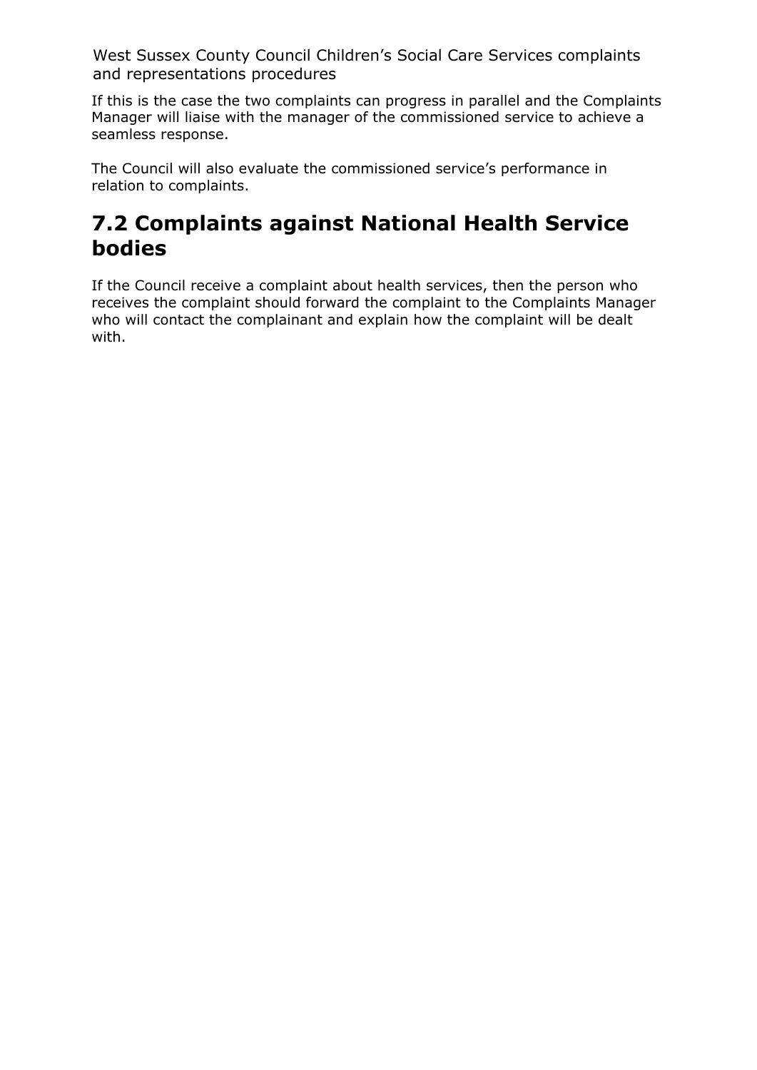If this is the case the two complaints can progress in parallel and the Complaints Manager will liaise with the manager of the commissioned service to achieve a seamless response.

The Council will also evaluate the commissioned service's performance in relation to complaints.

## 7.2 Complaints against National Health Service bodies

If the Council receive a complaint about health services, then the person who receives the complaint should forward the complaint to the Complaints Manager who will contact the complainant and explain how the complaint will be dealt with.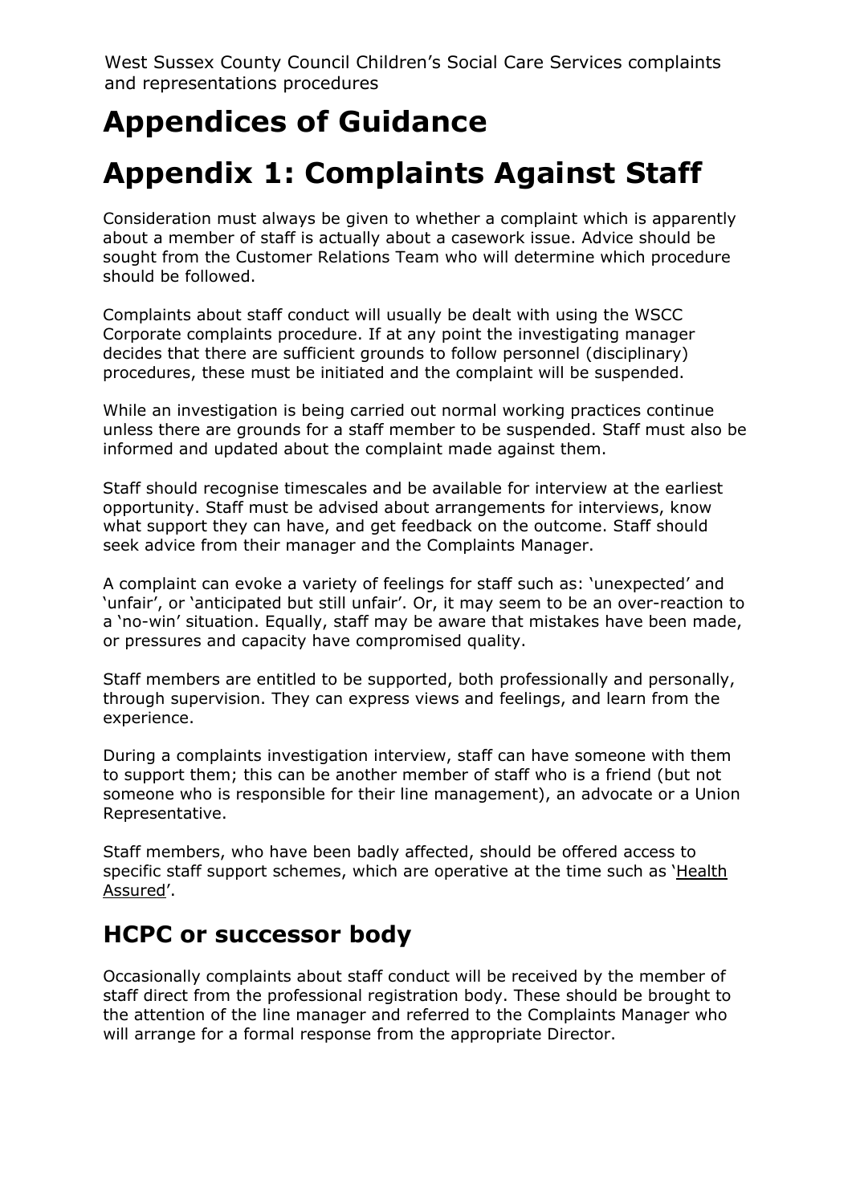# Appendices of Guidance

# Appendix 1: Complaints Against Staff

Consideration must always be given to whether a complaint which is apparently about a member of staff is actually about a casework issue. Advice should be sought from the Customer Relations Team who will determine which procedure should be followed.

Complaints about staff conduct will usually be dealt with using the WSCC Corporate complaints procedure. If at any point the investigating manager decides that there are sufficient grounds to follow personnel (disciplinary) procedures, these must be initiated and the complaint will be suspended.

While an investigation is being carried out normal working practices continue unless there are grounds for a staff member to be suspended. Staff must also be informed and updated about the complaint made against them.

Staff should recognise timescales and be available for interview at the earliest opportunity. Staff must be advised about arrangements for interviews, know what support they can have, and get feedback on the outcome. Staff should seek advice from their manager and the Complaints Manager.

A complaint can evoke a variety of feelings for staff such as: 'unexpected' and 'unfair', or 'anticipated but still unfair'. Or, it may seem to be an over-reaction to a 'no-win' situation. Equally, staff may be aware that mistakes have been made, or pressures and capacity have compromised quality.

Staff members are entitled to be supported, both professionally and personally, through supervision. They can express views and feelings, and learn from the experience.

During a complaints investigation interview, staff can have someone with them to support them; this can be another member of staff who is a friend (but not someone who is responsible for their line management), an advocate or a Union Representative.

Staff members, who have been badly affected, should be offered access to specific staff support schemes, which are operative at the time such as 'Health Assured'.

## HCPC or successor body

Occasionally complaints about staff conduct will be received by the member of staff direct from the professional registration body. These should be brought to the attention of the line manager and referred to the Complaints Manager who will arrange for a formal response from the appropriate Director.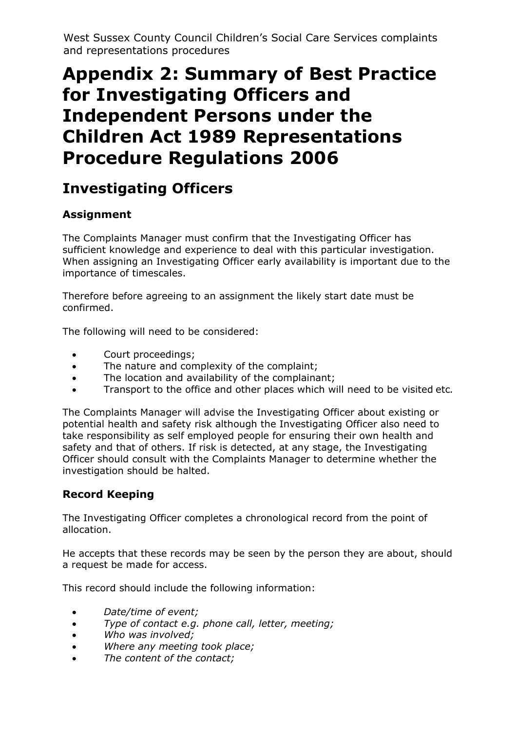# Appendix 2: Summary of Best Practice for Investigating Officers and Independent Persons under the Children Act 1989 Representations Procedure Regulations 2006

## Investigating Officers

### Assignment

The Complaints Manager must confirm that the Investigating Officer has sufficient knowledge and experience to deal with this particular investigation. When assigning an Investigating Officer early availability is important due to the importance of timescales.

Therefore before agreeing to an assignment the likely start date must be confirmed.

The following will need to be considered:

- Court proceedings;
- The nature and complexity of the complaint;
- The location and availability of the complainant;
- Transport to the office and other places which will need to be visited etc.

The Complaints Manager will advise the Investigating Officer about existing or potential health and safety risk although the Investigating Officer also need to take responsibility as self employed people for ensuring their own health and safety and that of others. If risk is detected, at any stage, the Investigating Officer should consult with the Complaints Manager to determine whether the investigation should be halted.

### Record Keeping

The Investigating Officer completes a chronological record from the point of allocation.

He accepts that these records may be seen by the person they are about, should a request be made for access.

This record should include the following information:

- *Date/time of event;*
- *Type of contact e.g. phone call, letter, meeting;*
- *Who was involved;*
- *Where any meeting took place;*
- *The content of the contact;*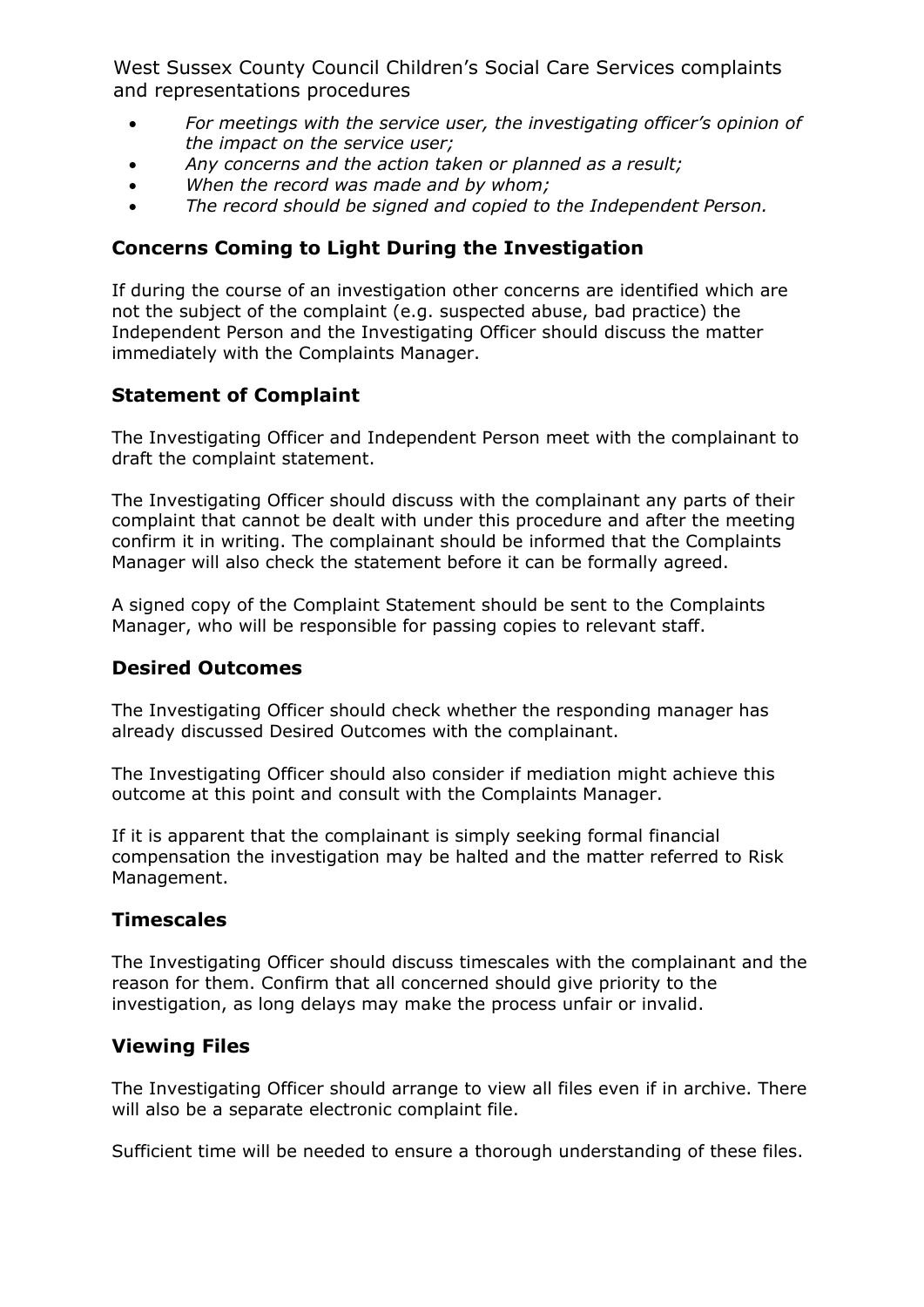- *For meetings with the service user, the investigating officer's opinion of the impact on the service user;*
- *Any concerns and the action taken or planned as a result;*
- *When the record was made and by whom;*
- *The record should be signed and copied to the Independent Person.*

### Concerns Coming to Light During the Investigation

If during the course of an investigation other concerns are identified which are not the subject of the complaint (e.g. suspected abuse, bad practice) the Independent Person and the Investigating Officer should discuss the matter immediately with the Complaints Manager.

### Statement of Complaint

The Investigating Officer and Independent Person meet with the complainant to draft the complaint statement.

The Investigating Officer should discuss with the complainant any parts of their complaint that cannot be dealt with under this procedure and after the meeting confirm it in writing. The complainant should be informed that the Complaints Manager will also check the statement before it can be formally agreed.

A signed copy of the Complaint Statement should be sent to the Complaints Manager, who will be responsible for passing copies to relevant staff.

### Desired Outcomes

The Investigating Officer should check whether the responding manager has already discussed Desired Outcomes with the complainant.

The Investigating Officer should also consider if mediation might achieve this outcome at this point and consult with the Complaints Manager.

If it is apparent that the complainant is simply seeking formal financial compensation the investigation may be halted and the matter referred to Risk Management.

### Timescales

The Investigating Officer should discuss timescales with the complainant and the reason for them. Confirm that all concerned should give priority to the investigation, as long delays may make the process unfair or invalid.

### Viewing Files

The Investigating Officer should arrange to view all files even if in archive. There will also be a separate electronic complaint file.

Sufficient time will be needed to ensure a thorough understanding of these files.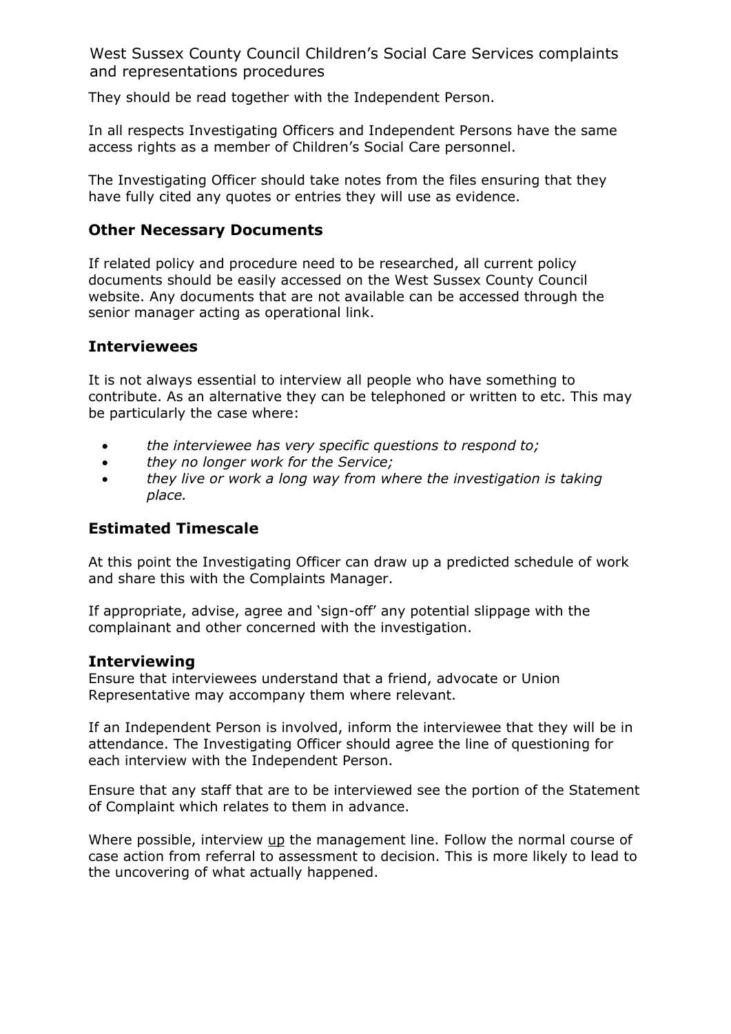They should be read together with the Independent Person.

In all respects Investigating Officers and Independent Persons have the same access rights as a member of Children's Social Care personnel.

The Investigating Officer should take notes from the files ensuring that they have fully cited any quotes or entries they will use as evidence.

### Other Necessary Documents

If related policy and procedure need to be researched, all current policy documents should be easily accessed on the West Sussex County Council website. Any documents that are not available can be accessed through the senior manager acting as operational link.

### Interviewees

It is not always essential to interview all people who have something to contribute. As an alternative they can be telephoned or written to etc. This may be particularly the case where:

- *the interviewee has very specific questions to respond to;*
- *they no longer work for the Service;*
- *they live or work a long way from where the investigation is taking place.*

### Estimated Timescale

At this point the Investigating Officer can draw up a predicted schedule of work and share this with the Complaints Manager.

If appropriate, advise, agree and 'sign-off' any potential slippage with the complainant and other concerned with the investigation.

### Interviewing

Ensure that interviewees understand that a friend, advocate or Union Representative may accompany them where relevant.

If an Independent Person is involved, inform the interviewee that they will be in attendance. The Investigating Officer should agree the line of questioning for each interview with the Independent Person.

Ensure that any staff that are to be interviewed see the portion of the Statement of Complaint which relates to them in advance.

Where possible, interview up the management line. Follow the normal course of case action from referral to assessment to decision. This is more likely to lead to the uncovering of what actually happened.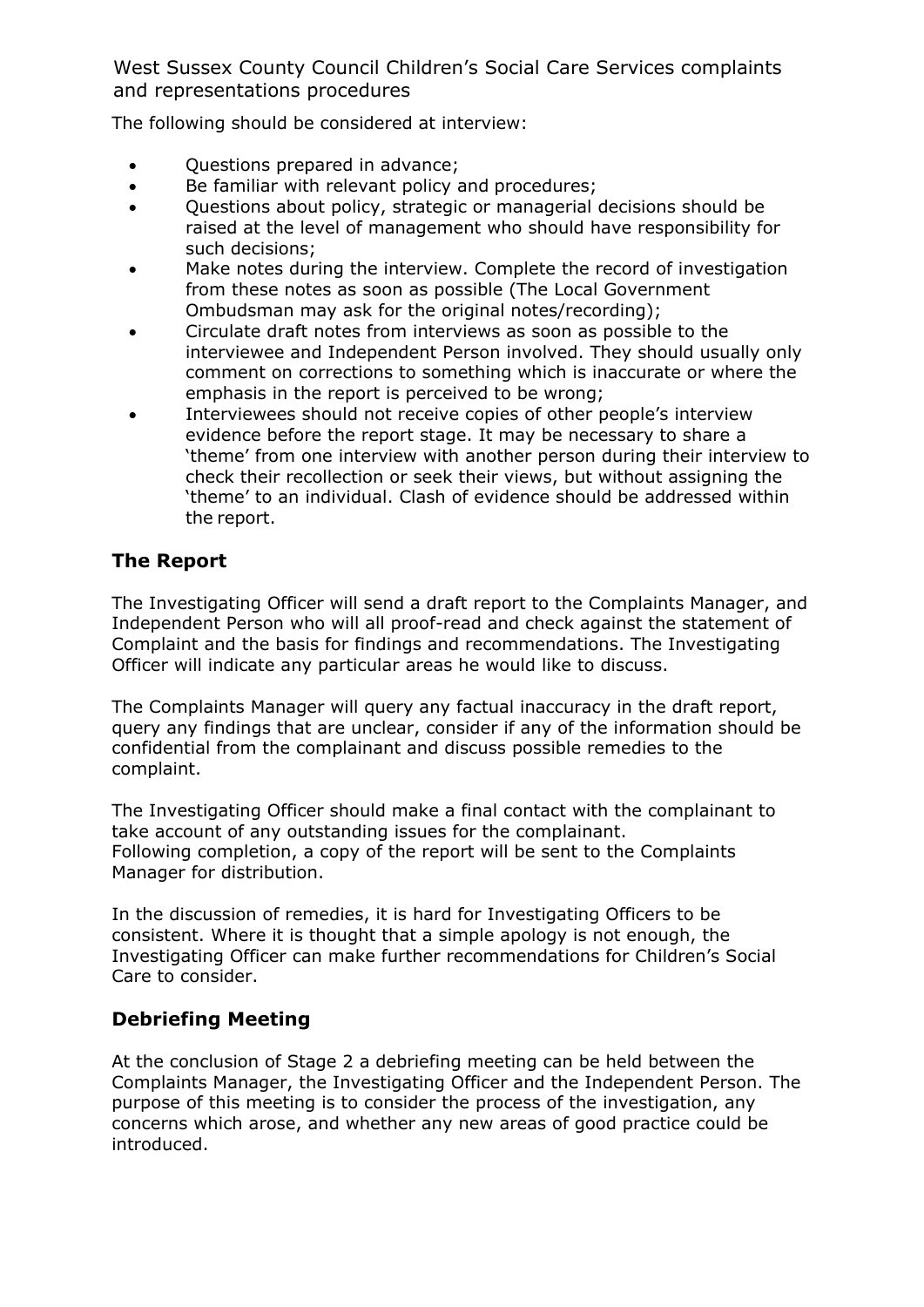The following should be considered at interview:

- Questions prepared in advance;
- Be familiar with relevant policy and procedures;
- Questions about policy, strategic or managerial decisions should be raised at the level of management who should have responsibility for such decisions;
- Make notes during the interview. Complete the record of investigation from these notes as soon as possible (The Local Government Ombudsman may ask for the original notes/recording);
- Circulate draft notes from interviews as soon as possible to the interviewee and Independent Person involved. They should usually only comment on corrections to something which is inaccurate or where the emphasis in the report is perceived to be wrong;
- Interviewees should not receive copies of other people's interview evidence before the report stage. It may be necessary to share a 'theme' from one interview with another person during their interview to check their recollection or seek their views, but without assigning the 'theme' to an individual. Clash of evidence should be addressed within the report.

## The Report

The Investigating Officer will send a draft report to the Complaints Manager, and Independent Person who will all proof-read and check against the statement of Complaint and the basis for findings and recommendations. The Investigating Officer will indicate any particular areas he would like to discuss.

The Complaints Manager will query any factual inaccuracy in the draft report, query any findings that are unclear, consider if any of the information should be confidential from the complainant and discuss possible remedies to the complaint.

The Investigating Officer should make a final contact with the complainant to take account of any outstanding issues for the complainant.
Following completion, a copy of the report will be sent to the Complaints Manager for distribution.

In the discussion of remedies, it is hard for Investigating Officers to be consistent. Where it is thought that a simple apology is not enough, the Investigating Officer can make further recommendations for Children's Social Care to consider.

## Debriefing Meeting

At the conclusion of Stage 2 a debriefing meeting can be held between the Complaints Manager, the Investigating Officer and the Independent Person. The purpose of this meeting is to consider the process of the investigation, any concerns which arose, and whether any new areas of good practice could be introduced.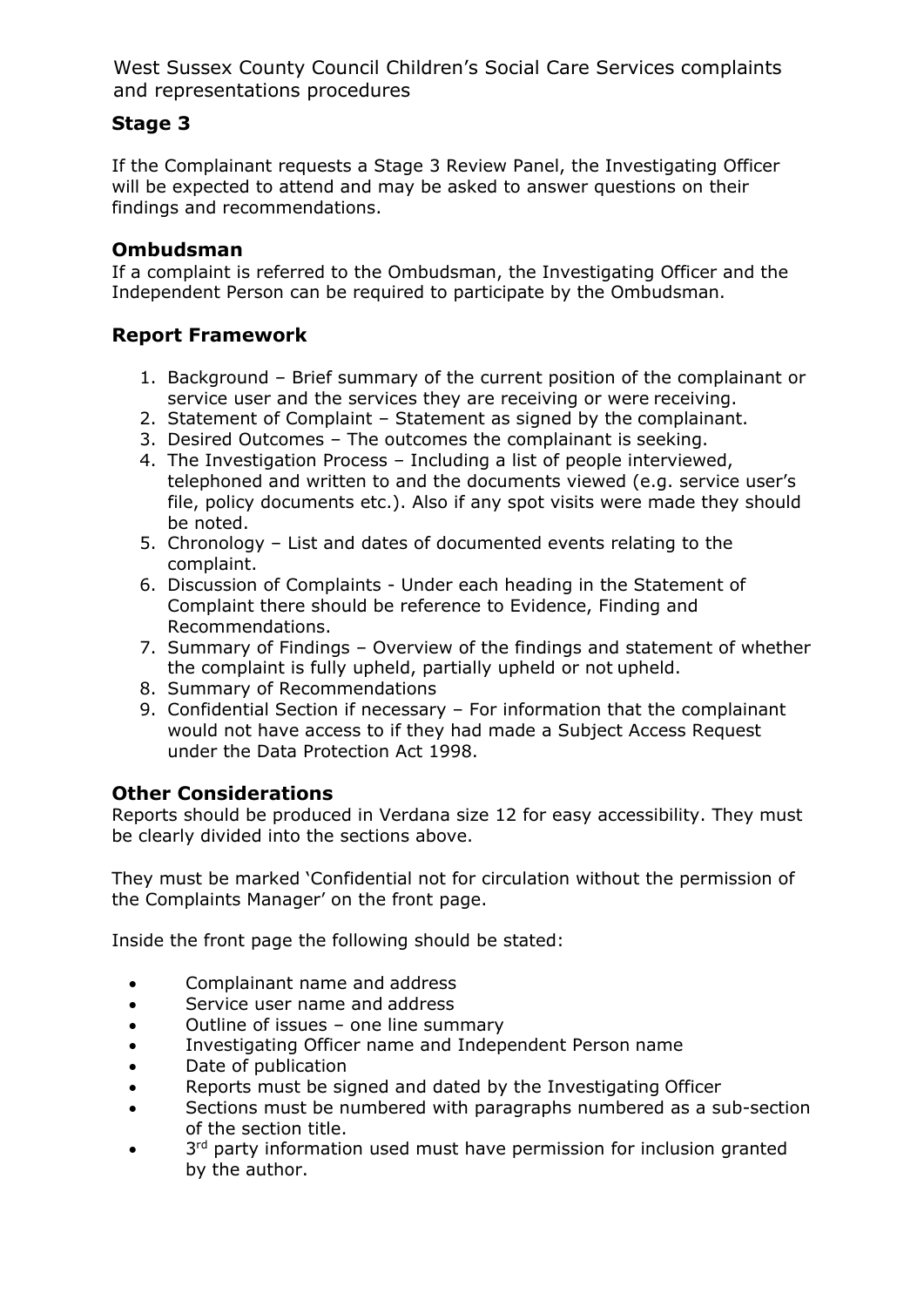## Stage 3

If the Complainant requests a Stage 3 Review Panel, the Investigating Officer will be expected to attend and may be asked to answer questions on their findings and recommendations.

## Ombudsman

If a complaint is referred to the Ombudsman, the Investigating Officer and the Independent Person can be required to participate by the Ombudsman.

## Report Framework

1. Background – Brief summary of the current position of the complainant or service user and the services they are receiving or were receiving.
2. Statement of Complaint – Statement as signed by the complainant.
3. Desired Outcomes – The outcomes the complainant is seeking.
4. The Investigation Process – Including a list of people interviewed, telephoned and written to and the documents viewed (e.g. service user's file, policy documents etc.). Also if any spot visits were made they should be noted.
5. Chronology – List and dates of documented events relating to the complaint.
6. Discussion of Complaints - Under each heading in the Statement of Complaint there should be reference to Evidence, Finding and Recommendations.
7. Summary of Findings – Overview of the findings and statement of whether the complaint is fully upheld, partially upheld or not upheld.
8. Summary of Recommendations
9. Confidential Section if necessary – For information that the complainant would not have access to if they had made a Subject Access Request under the Data Protection Act 1998.

## Other Considerations

Reports should be produced in Verdana size 12 for easy accessibility. They must be clearly divided into the sections above.

They must be marked 'Confidential not for circulation without the permission of the Complaints Manager' on the front page.

Inside the front page the following should be stated:

- Complainant name and address
- Service user name and address
- Outline of issues – one line summary
- Investigating Officer name and Independent Person name
- Date of publication
- Reports must be signed and dated by the Investigating Officer
- Sections must be numbered with paragraphs numbered as a sub-section of the section title.
- 3rd party information used must have permission for inclusion granted by the author.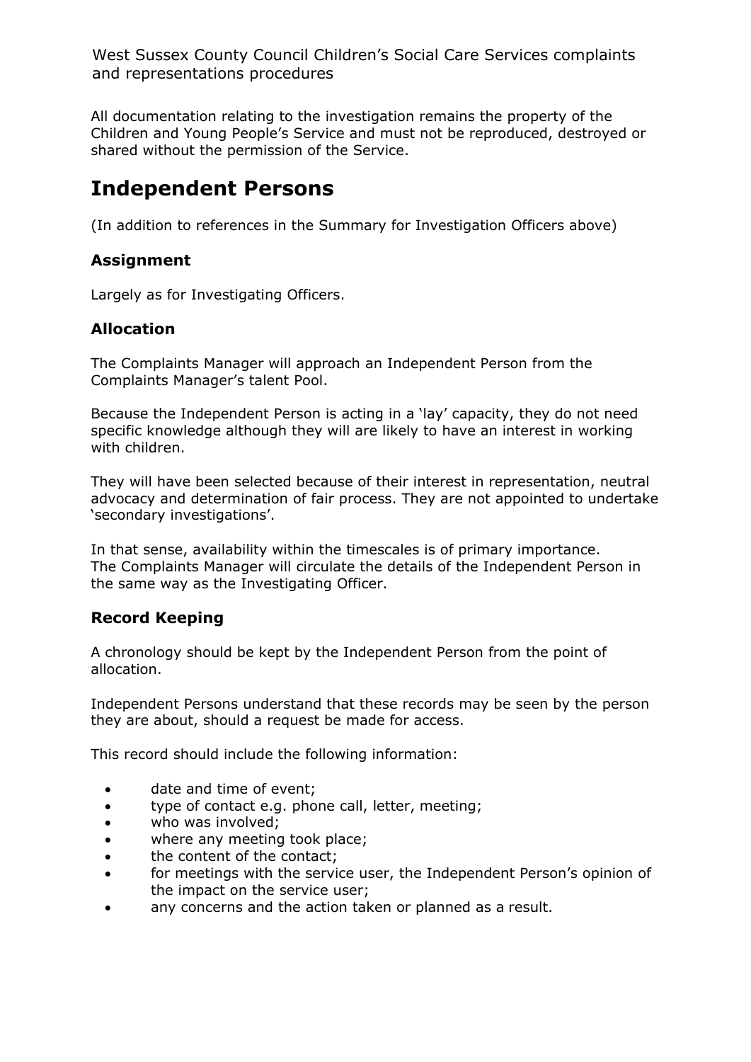All documentation relating to the investigation remains the property of the Children and Young People's Service and must not be reproduced, destroyed or shared without the permission of the Service.

# Independent Persons

(In addition to references in the Summary for Investigation Officers above)

### Assignment

Largely as for Investigating Officers.

### Allocation

The Complaints Manager will approach an Independent Person from the Complaints Manager's talent Pool.

Because the Independent Person is acting in a 'lay' capacity, they do not need specific knowledge although they will are likely to have an interest in working with children.

They will have been selected because of their interest in representation, neutral advocacy and determination of fair process. They are not appointed to undertake 'secondary investigations'.

In that sense, availability within the timescales is of primary importance. The Complaints Manager will circulate the details of the Independent Person in the same way as the Investigating Officer.

### Record Keeping

A chronology should be kept by the Independent Person from the point of allocation.

Independent Persons understand that these records may be seen by the person they are about, should a request be made for access.

This record should include the following information:

- date and time of event;
- type of contact e.g. phone call, letter, meeting;
- who was involved;
- where any meeting took place;
- the content of the contact;
- for meetings with the service user, the Independent Person's opinion of the impact on the service user;
- any concerns and the action taken or planned as a result.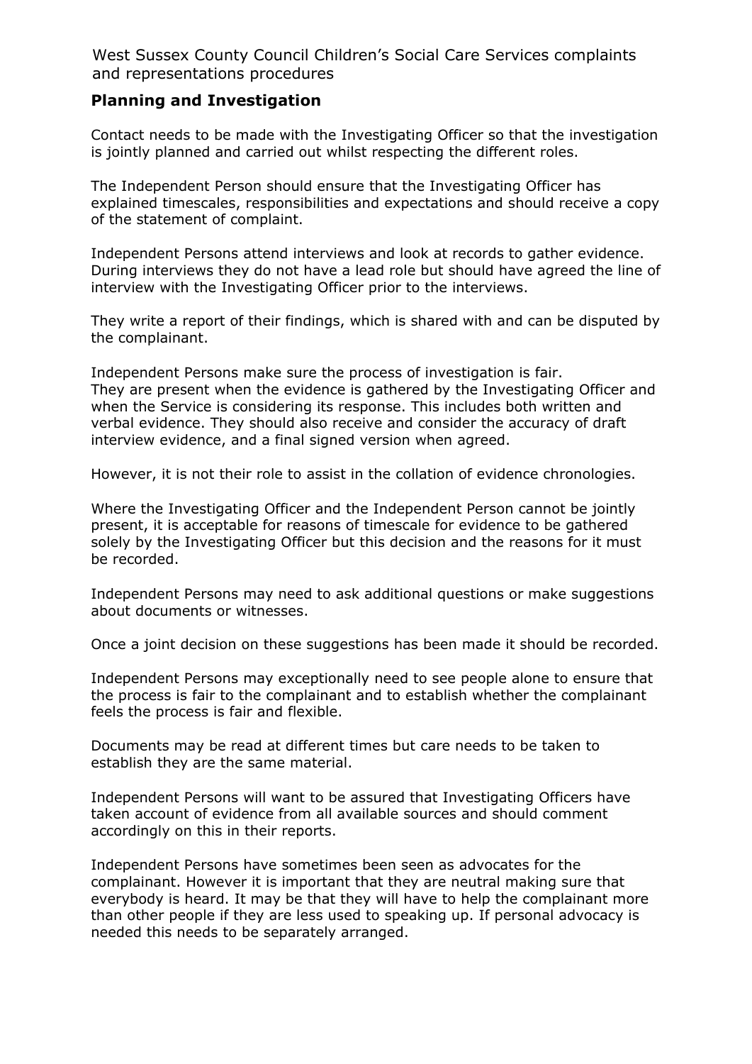## Planning and Investigation

Contact needs to be made with the Investigating Officer so that the investigation is jointly planned and carried out whilst respecting the different roles.

The Independent Person should ensure that the Investigating Officer has explained timescales, responsibilities and expectations and should receive a copy of the statement of complaint.

Independent Persons attend interviews and look at records to gather evidence. During interviews they do not have a lead role but should have agreed the line of interview with the Investigating Officer prior to the interviews.

They write a report of their findings, which is shared with and can be disputed by the complainant.

Independent Persons make sure the process of investigation is fair. They are present when the evidence is gathered by the Investigating Officer and when the Service is considering its response. This includes both written and verbal evidence. They should also receive and consider the accuracy of draft interview evidence, and a final signed version when agreed.

However, it is not their role to assist in the collation of evidence chronologies.

Where the Investigating Officer and the Independent Person cannot be jointly present, it is acceptable for reasons of timescale for evidence to be gathered solely by the Investigating Officer but this decision and the reasons for it must be recorded.

Independent Persons may need to ask additional questions or make suggestions about documents or witnesses.

Once a joint decision on these suggestions has been made it should be recorded.

Independent Persons may exceptionally need to see people alone to ensure that the process is fair to the complainant and to establish whether the complainant feels the process is fair and flexible.

Documents may be read at different times but care needs to be taken to establish they are the same material.

Independent Persons will want to be assured that Investigating Officers have taken account of evidence from all available sources and should comment accordingly on this in their reports.

Independent Persons have sometimes been seen as advocates for the complainant. However it is important that they are neutral making sure that everybody is heard. It may be that they will have to help the complainant more than other people if they are less used to speaking up. If personal advocacy is needed this needs to be separately arranged.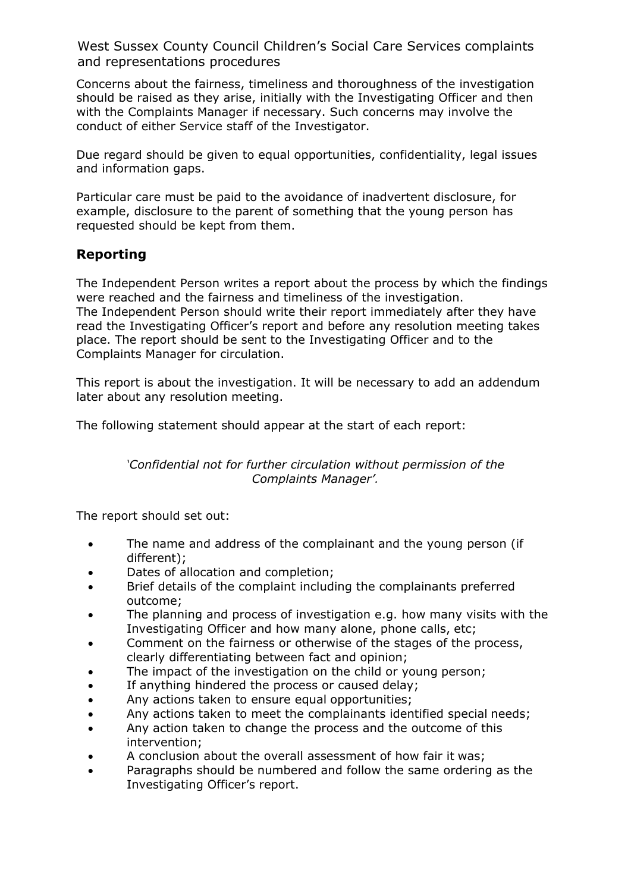Concerns about the fairness, timeliness and thoroughness of the investigation should be raised as they arise, initially with the Investigating Officer and then with the Complaints Manager if necessary. Such concerns may involve the conduct of either Service staff of the Investigator.

Due regard should be given to equal opportunities, confidentiality, legal issues and information gaps.

Particular care must be paid to the avoidance of inadvertent disclosure, for example, disclosure to the parent of something that the young person has requested should be kept from them.

## Reporting

The Independent Person writes a report about the process by which the findings were reached and the fairness and timeliness of the investigation.
The Independent Person should write their report immediately after they have read the Investigating Officer's report and before any resolution meeting takes place. The report should be sent to the Investigating Officer and to the Complaints Manager for circulation.

This report is about the investigation. It will be necessary to add an addendum later about any resolution meeting.

The following statement should appear at the start of each report:

*'Confidential not for further circulation without permission of the Complaints Manager'.*

The report should set out:

- The name and address of the complainant and the young person (if different);
- Dates of allocation and completion;
- Brief details of the complaint including the complainants preferred outcome;
- The planning and process of investigation e.g. how many visits with the Investigating Officer and how many alone, phone calls, etc;
- Comment on the fairness or otherwise of the stages of the process, clearly differentiating between fact and opinion;
- The impact of the investigation on the child or young person;
- If anything hindered the process or caused delay;
- Any actions taken to ensure equal opportunities;
- Any actions taken to meet the complainants identified special needs;
- Any action taken to change the process and the outcome of this intervention;
- A conclusion about the overall assessment of how fair it was;
- Paragraphs should be numbered and follow the same ordering as the Investigating Officer's report.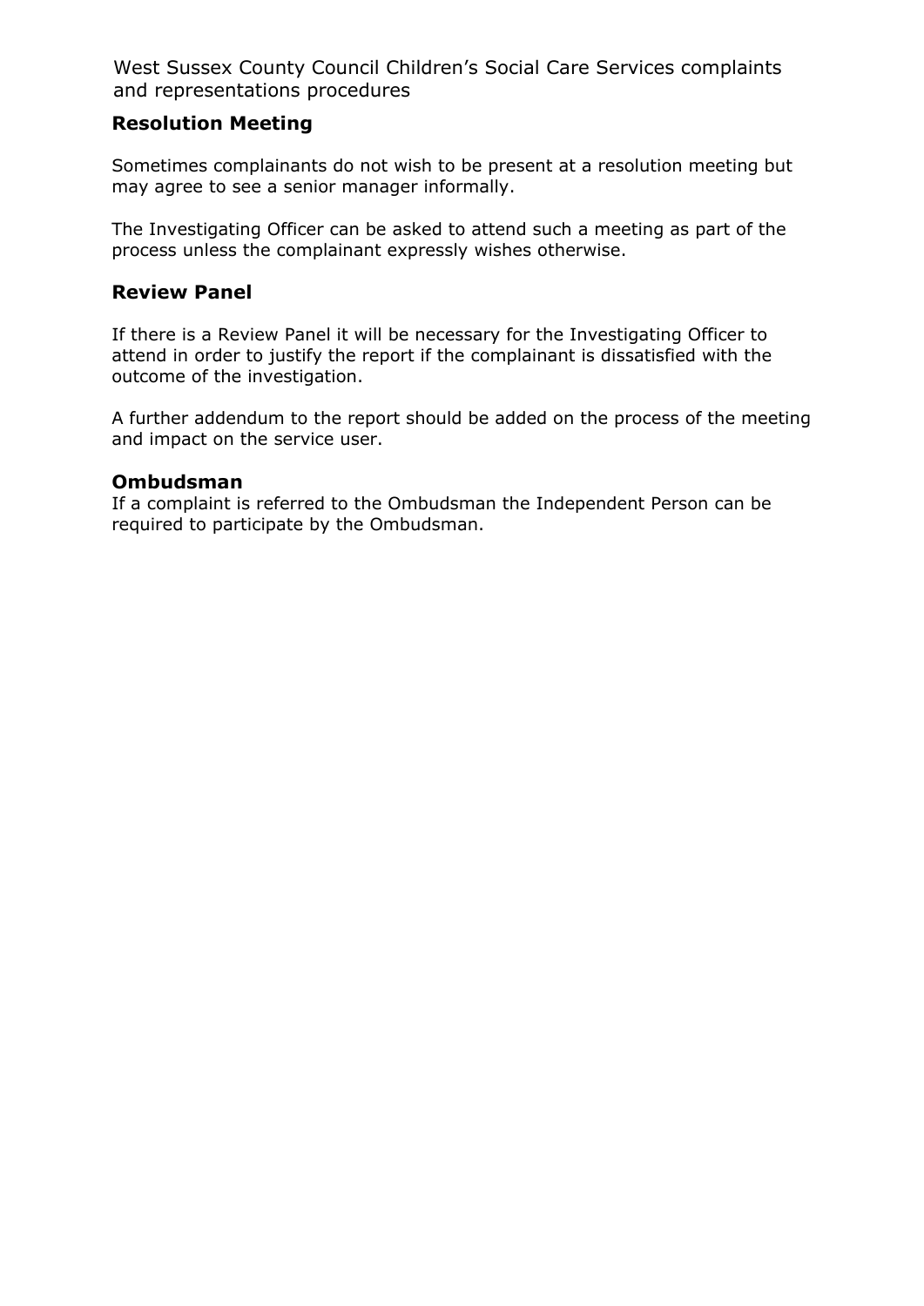### Resolution Meeting

Sometimes complainants do not wish to be present at a resolution meeting but may agree to see a senior manager informally.

The Investigating Officer can be asked to attend such a meeting as part of the process unless the complainant expressly wishes otherwise.

### Review Panel

If there is a Review Panel it will be necessary for the Investigating Officer to attend in order to justify the report if the complainant is dissatisfied with the outcome of the investigation.

A further addendum to the report should be added on the process of the meeting and impact on the service user.

### Ombudsman

If a complaint is referred to the Ombudsman the Independent Person can be required to participate by the Ombudsman.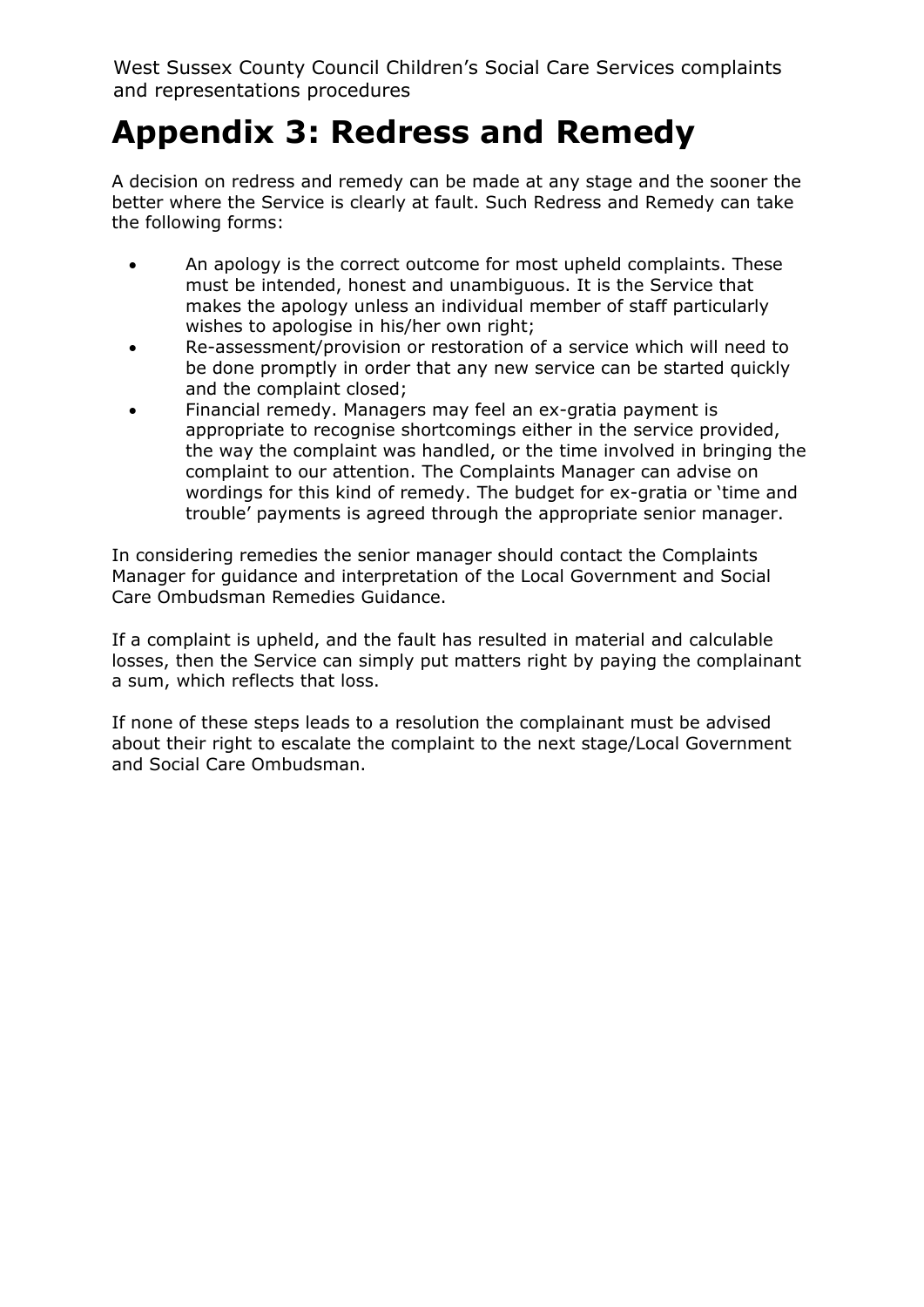# Appendix 3: Redress and Remedy

A decision on redress and remedy can be made at any stage and the sooner the better where the Service is clearly at fault. Such Redress and Remedy can take the following forms:

- An apology is the correct outcome for most upheld complaints. These must be intended, honest and unambiguous. It is the Service that makes the apology unless an individual member of staff particularly wishes to apologise in his/her own right;
- Re-assessment/provision or restoration of a service which will need to be done promptly in order that any new service can be started quickly and the complaint closed;
- Financial remedy. Managers may feel an ex-gratia payment is appropriate to recognise shortcomings either in the service provided, the way the complaint was handled, or the time involved in bringing the complaint to our attention. The Complaints Manager can advise on wordings for this kind of remedy. The budget for ex-gratia or 'time and trouble' payments is agreed through the appropriate senior manager.

In considering remedies the senior manager should contact the Complaints Manager for guidance and interpretation of the Local Government and Social Care Ombudsman Remedies Guidance.

If a complaint is upheld, and the fault has resulted in material and calculable losses, then the Service can simply put matters right by paying the complainant a sum, which reflects that loss.

If none of these steps leads to a resolution the complainant must be advised about their right to escalate the complaint to the next stage/Local Government and Social Care Ombudsman.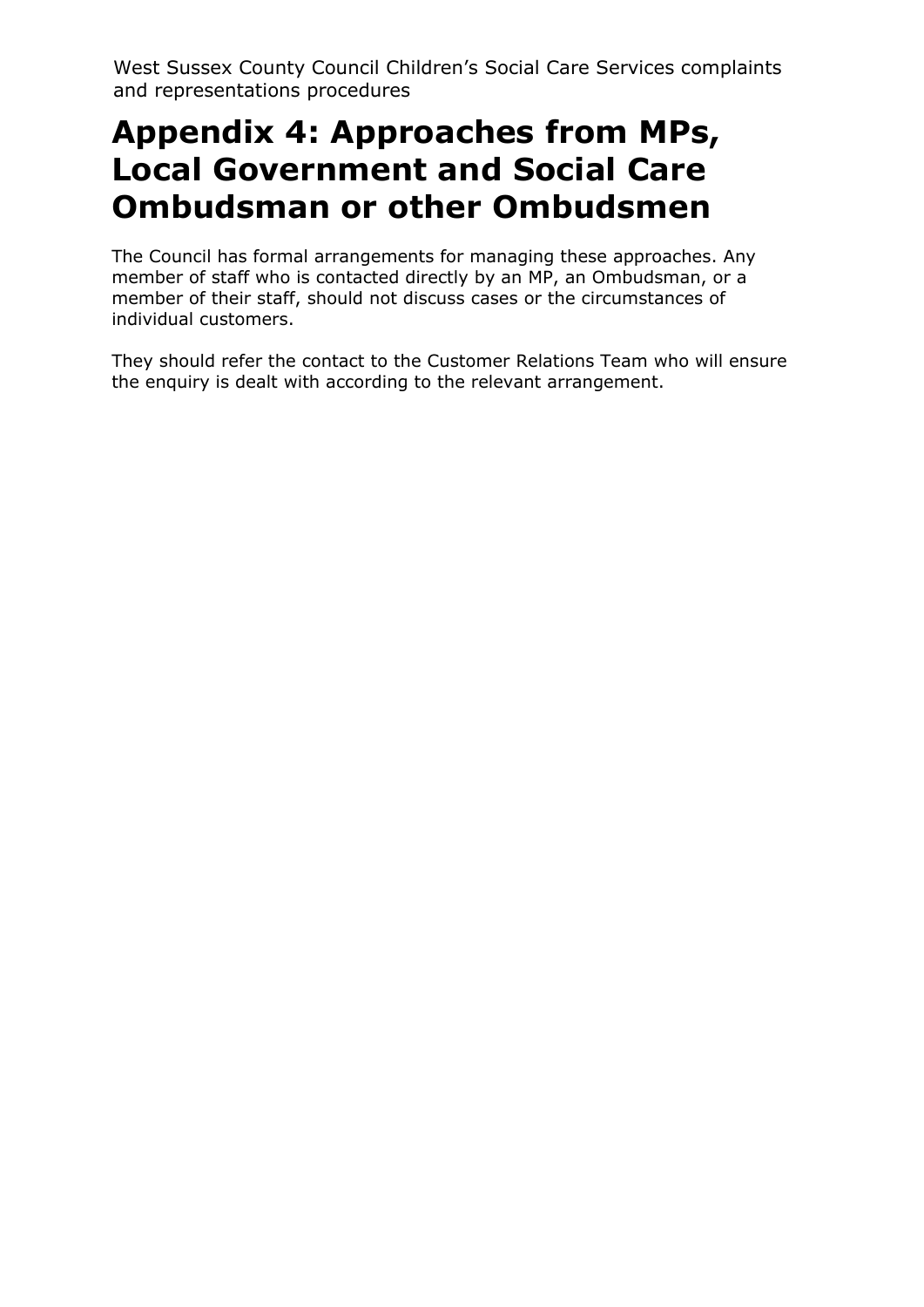# Appendix 4: Approaches from MPs, Local Government and Social Care Ombudsman or other Ombudsmen

The Council has formal arrangements for managing these approaches. Any member of staff who is contacted directly by an MP, an Ombudsman, or a member of their staff, should not discuss cases or the circumstances of individual customers.

They should refer the contact to the Customer Relations Team who will ensure the enquiry is dealt with according to the relevant arrangement.